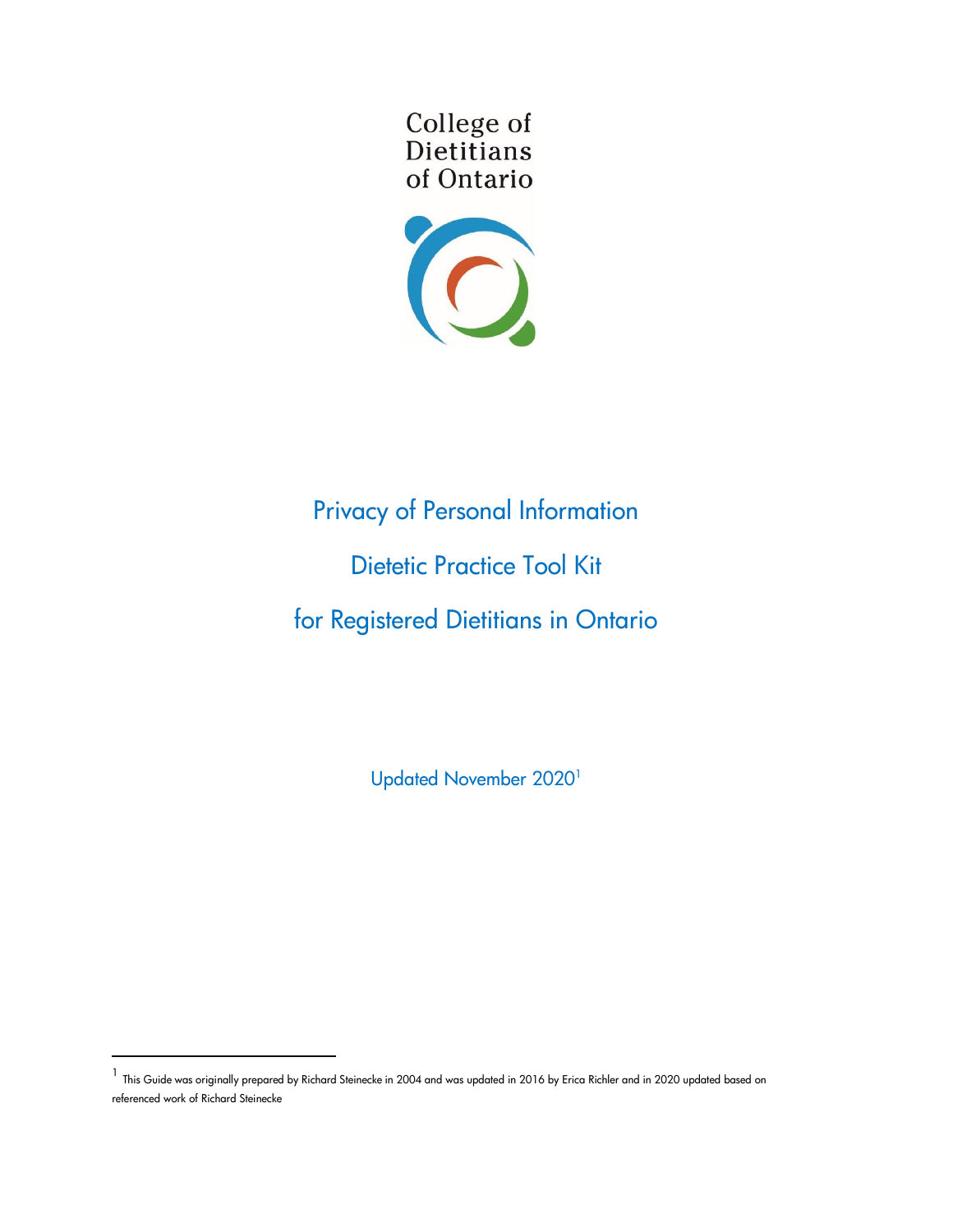College of Dietitians of Ontario

# Privacy of Personal Information

# Dietetic Practice Tool Kit

# for Registered Dietitians in Ontario

Updated November 2020[1]

[1] This Guide was originally prepared by Richard Steinecke in 2004 and was updated in 2016 by Erica Richler and in 2020 updated based on referenced work of Richard Steinecke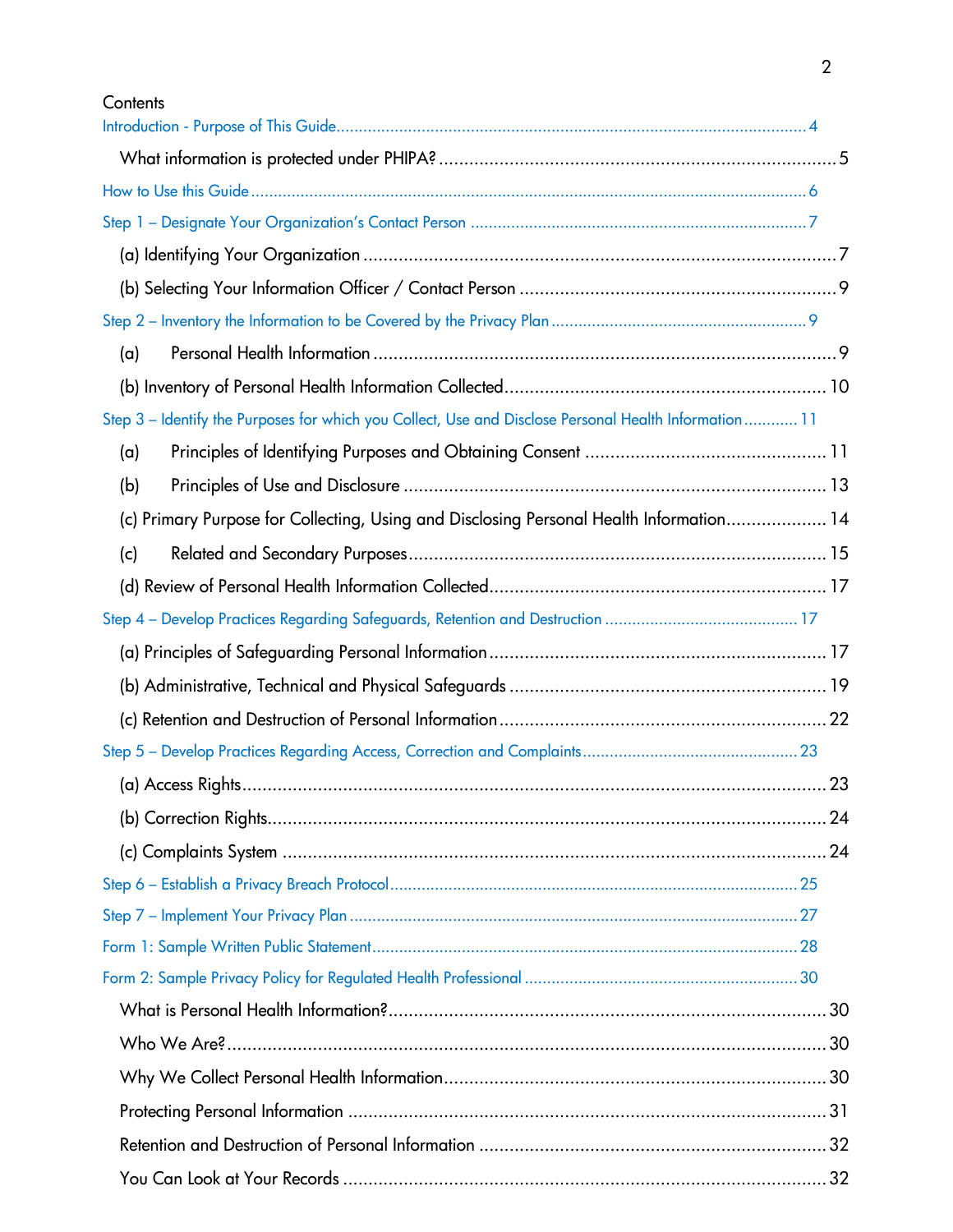Contents

Introduction - Purpose of This Guide.......... 4

What information is protected under PHIPA? .......... 5

How to Use this Guide .......... 6

Step 1 – Designate Your Organization's Contact Person .......... 7

(a) Identifying Your Organization .......... 7

(b) Selecting Your Information Officer / Contact Person .......... 9

Step 2 – Inventory the Information to be Covered by the Privacy Plan .......... 9

(a) Personal Health Information .......... 9

(b) Inventory of Personal Health Information Collected .......... 10

Step 3 – Identify the Purposes for which you Collect, Use and Disclose Personal Health Information .......... 11

(a) Principles of Identifying Purposes and Obtaining Consent .......... 11

(b) Principles of Use and Disclosure .......... 13

(c) Primary Purpose for Collecting, Using and Disclosing Personal Health Information .......... 14

(c) Related and Secondary Purposes .......... 15

(d) Review of Personal Health Information Collected .......... 17

Step 4 – Develop Practices Regarding Safeguards, Retention and Destruction .......... 17

(a) Principles of Safeguarding Personal Information .......... 17

(b) Administrative, Technical and Physical Safeguards .......... 19

(c) Retention and Destruction of Personal Information .......... 22

Step 5 – Develop Practices Regarding Access, Correction and Complaints .......... 23

(a) Access Rights .......... 23

(b) Correction Rights .......... 24

(c) Complaints System .......... 24

Step 6 – Establish a Privacy Breach Protocol .......... 25

Step 7 – Implement Your Privacy Plan .......... 27

Form 1: Sample Written Public Statement .......... 28

Form 2: Sample Privacy Policy for Regulated Health Professional .......... 30

What is Personal Health Information? .......... 30

Who We Are? .......... 30

Why We Collect Personal Health Information .......... 30

Protecting Personal Information .......... 31

Retention and Destruction of Personal Information .......... 32

You Can Look at Your Records .......... 32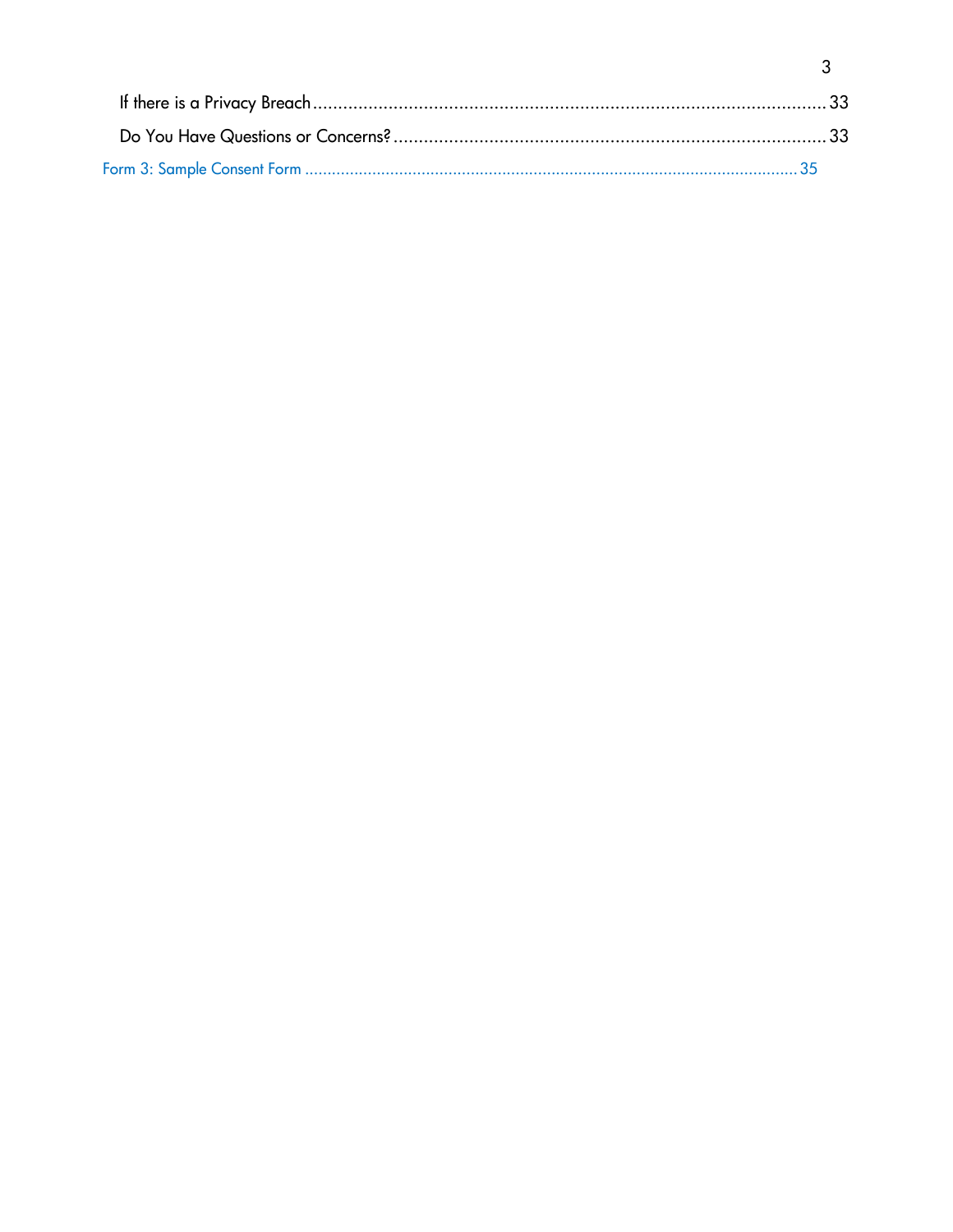If there is a Privacy Breach ........................................................................................................ 33

Do You Have Questions or Concerns? ........................................................................................ 33

Form 3: Sample Consent Form ........................................................................................................ 35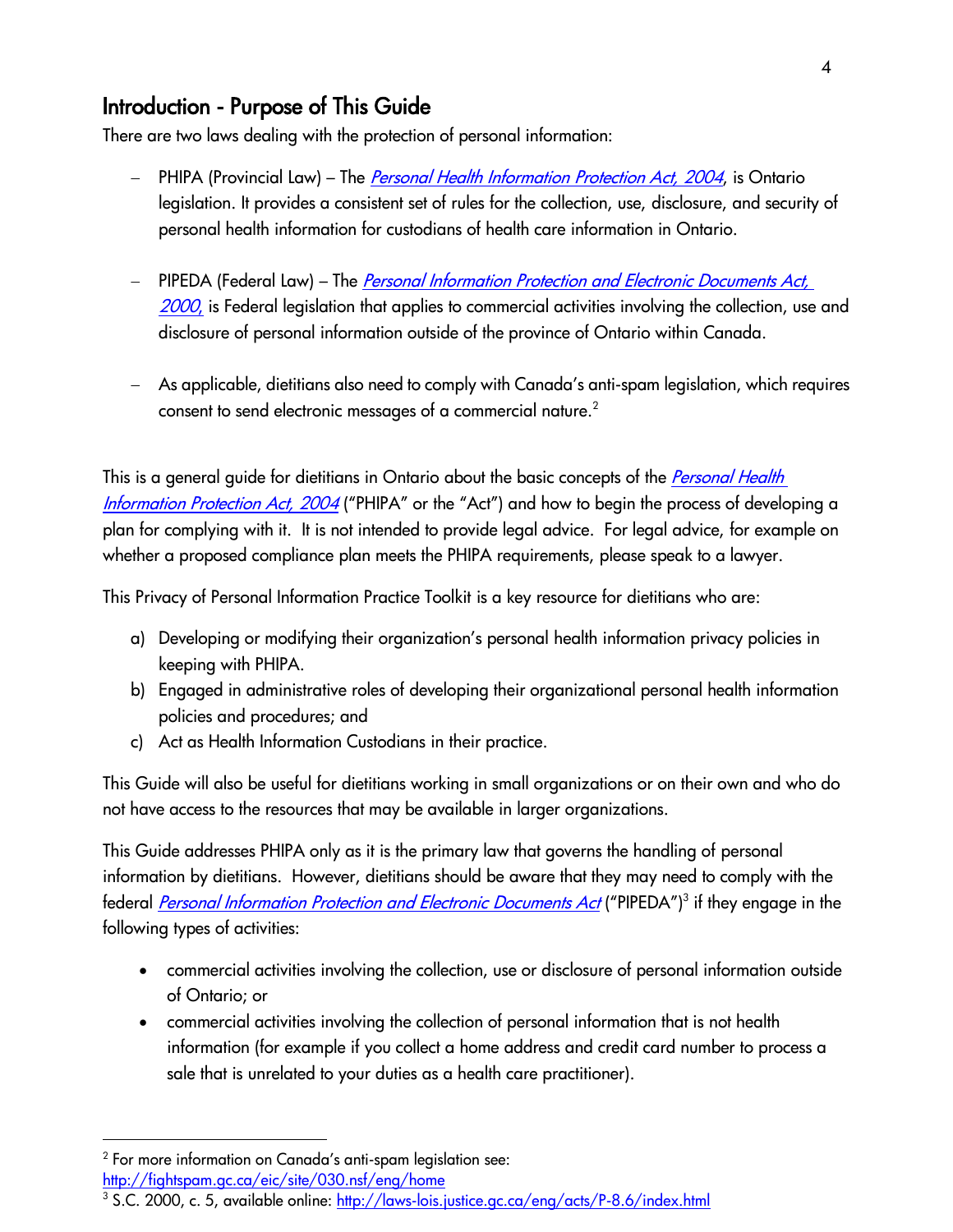## Introduction - Purpose of This Guide

There are two laws dealing with the protection of personal information:

– PHIPA (Provincial Law) – The *Personal Health Information Protection Act, 2004*, is Ontario legislation. It provides a consistent set of rules for the collection, use, disclosure, and security of personal health information for custodians of health care information in Ontario.

– PIPEDA (Federal Law) – The *Personal Information Protection and Electronic Documents Act, 2000,* is Federal legislation that applies to commercial activities involving the collection, use and disclosure of personal information outside of the province of Ontario within Canada.

– As applicable, dietitians also need to comply with Canada's anti-spam legislation, which requires consent to send electronic messages of a commercial nature.[2]

This is a general guide for dietitians in Ontario about the basic concepts of the *Personal Health Information Protection Act, 2004* ("PHIPA" or the "Act") and how to begin the process of developing a plan for complying with it. It is not intended to provide legal advice. For legal advice, for example on whether a proposed compliance plan meets the PHIPA requirements, please speak to a lawyer.

This Privacy of Personal Information Practice Toolkit is a key resource for dietitians who are:

a) Developing or modifying their organization's personal health information privacy policies in keeping with PHIPA.
b) Engaged in administrative roles of developing their organizational personal health information policies and procedures; and
c) Act as Health Information Custodians in their practice.

This Guide will also be useful for dietitians working in small organizations or on their own and who do not have access to the resources that may be available in larger organizations.

This Guide addresses PHIPA only as it is the primary law that governs the handling of personal information by dietitians. However, dietitians should be aware that they may need to comply with the federal *Personal Information Protection and Electronic Documents Act* ("PIPEDA")[3] if they engage in the following types of activities:

- commercial activities involving the collection, use or disclosure of personal information outside of Ontario; or
- commercial activities involving the collection of personal information that is not health information (for example if you collect a home address and credit card number to process a sale that is unrelated to your duties as a health care practitioner).

---

[2] For more information on Canada's anti-spam legislation see: http://fightspam.gc.ca/eic/site/030.nsf/eng/home

[3] S.C. 2000, c. 5, available online: http://laws-lois.justice.gc.ca/eng/acts/P-8.6/index.html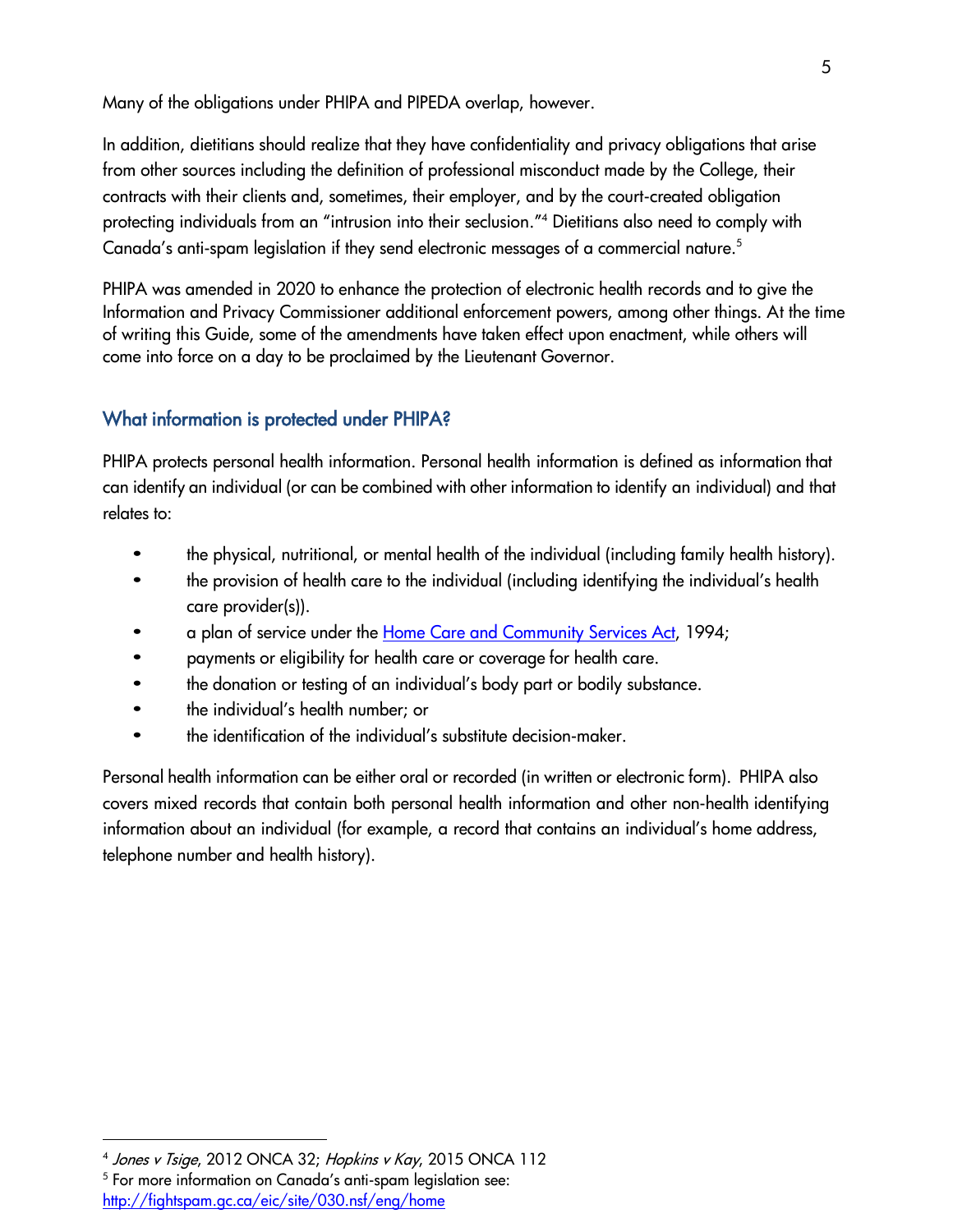Many of the obligations under PHIPA and PIPEDA overlap, however.

In addition, dietitians should realize that they have confidentiality and privacy obligations that arise from other sources including the definition of professional misconduct made by the College, their contracts with their clients and, sometimes, their employer, and by the court-created obligation protecting individuals from an "intrusion into their seclusion."[4] Dietitians also need to comply with Canada's anti-spam legislation if they send electronic messages of a commercial nature.[5]

PHIPA was amended in 2020 to enhance the protection of electronic health records and to give the Information and Privacy Commissioner additional enforcement powers, among other things. At the time of writing this Guide, some of the amendments have taken effect upon enactment, while others will come into force on a day to be proclaimed by the Lieutenant Governor.

## What information is protected under PHIPA?

PHIPA protects personal health information. Personal health information is defined as information that can identify an individual (or can be combined with other information to identify an individual) and that relates to:

- the physical, nutritional, or mental health of the individual (including family health history).
- the provision of health care to the individual (including identifying the individual's health care provider(s)).
- a plan of service under the [Home Care and Community Services Act](), 1994;
- payments or eligibility for health care or coverage for health care.
- the donation or testing of an individual's body part or bodily substance.
- the individual's health number; or
- the identification of the individual's substitute decision-maker.

Personal health information can be either oral or recorded (in written or electronic form). PHIPA also covers mixed records that contain both personal health information and other non-health identifying information about an individual (for example, a record that contains an individual's home address, telephone number and health history).

---

[4] *Jones v Tsige*, 2012 ONCA 32; *Hopkins v Kay*, 2015 ONCA 112

[5] For more information on Canada's anti-spam legislation see: http://fightspam.gc.ca/eic/site/030.nsf/eng/home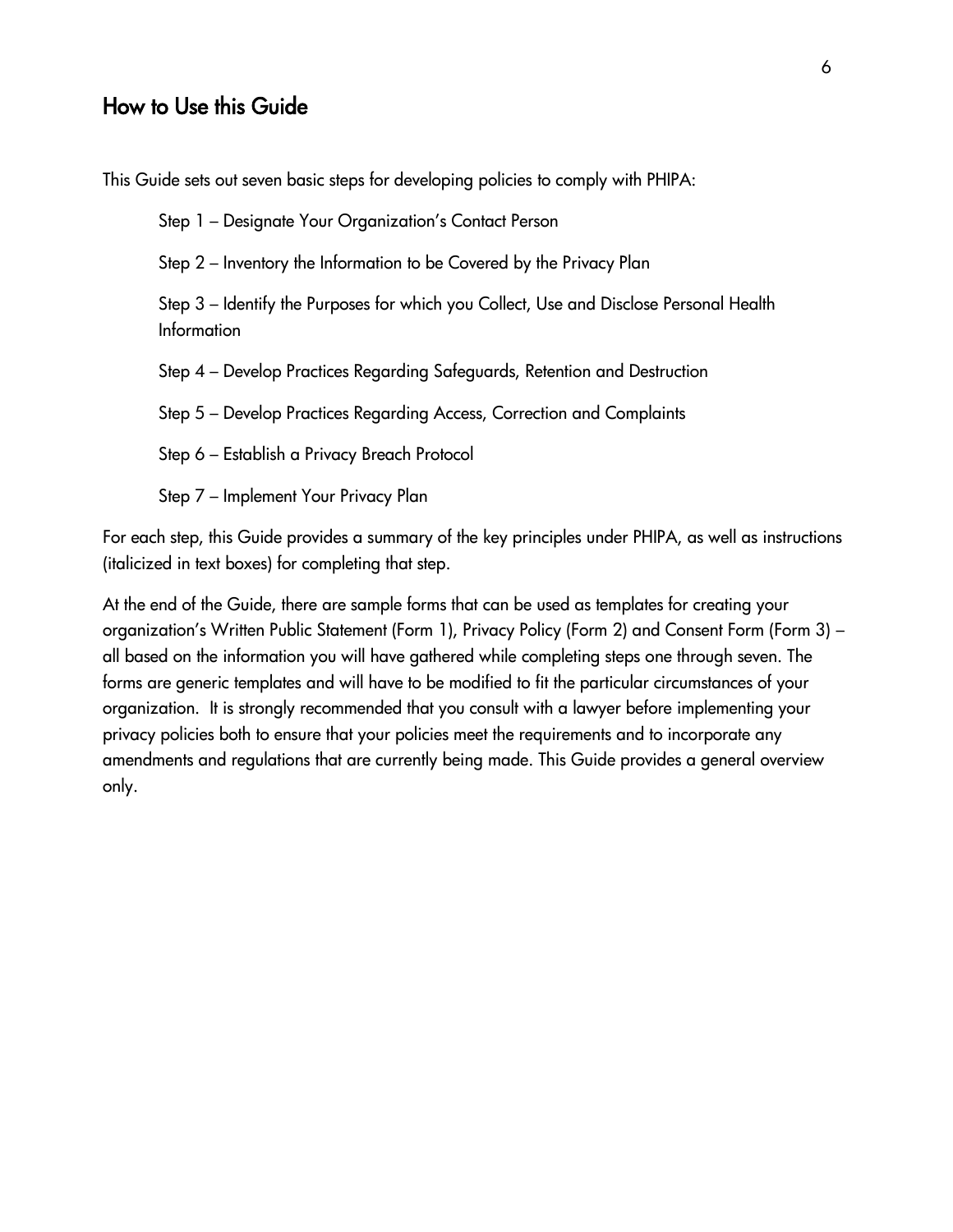## How to Use this Guide

This Guide sets out seven basic steps for developing policies to comply with PHIPA:

Step 1 – Designate Your Organization's Contact Person

Step 2 – Inventory the Information to be Covered by the Privacy Plan

Step 3 – Identify the Purposes for which you Collect, Use and Disclose Personal Health Information

Step 4 – Develop Practices Regarding Safeguards, Retention and Destruction

Step 5 – Develop Practices Regarding Access, Correction and Complaints

Step 6 – Establish a Privacy Breach Protocol

Step 7 – Implement Your Privacy Plan

For each step, this Guide provides a summary of the key principles under PHIPA, as well as instructions (italicized in text boxes) for completing that step.

At the end of the Guide, there are sample forms that can be used as templates for creating your organization's Written Public Statement (Form 1), Privacy Policy (Form 2) and Consent Form (Form 3) – all based on the information you will have gathered while completing steps one through seven. The forms are generic templates and will have to be modified to fit the particular circumstances of your organization. It is strongly recommended that you consult with a lawyer before implementing your privacy policies both to ensure that your policies meet the requirements and to incorporate any amendments and regulations that are currently being made. This Guide provides a general overview only.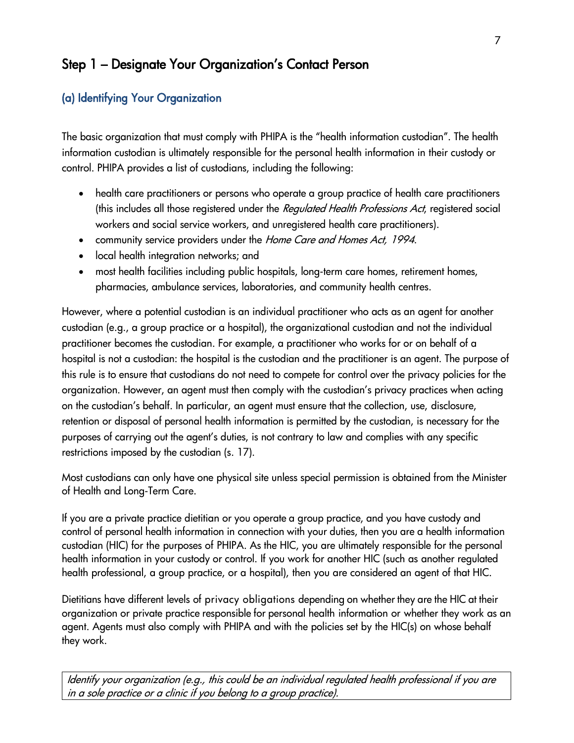## Step 1 – Designate Your Organization's Contact Person

### (a) Identifying Your Organization

The basic organization that must comply with PHIPA is the "health information custodian". The health information custodian is ultimately responsible for the personal health information in their custody or control. PHIPA provides a list of custodians, including the following:

- health care practitioners or persons who operate a group practice of health care practitioners (this includes all those registered under the *Regulated Health Professions Act*, registered social workers and social service workers, and unregistered health care practitioners).
- community service providers under the *Home Care and Homes Act, 1994*.
- local health integration networks; and
- most health facilities including public hospitals, long-term care homes, retirement homes, pharmacies, ambulance services, laboratories, and community health centres.

However, where a potential custodian is an individual practitioner who acts as an agent for another custodian (e.g., a group practice or a hospital), the organizational custodian and not the individual practitioner becomes the custodian. For example, a practitioner who works for or on behalf of a hospital is not a custodian: the hospital is the custodian and the practitioner is an agent. The purpose of this rule is to ensure that custodians do not need to compete for control over the privacy policies for the organization. However, an agent must then comply with the custodian's privacy practices when acting on the custodian's behalf. In particular, an agent must ensure that the collection, use, disclosure, retention or disposal of personal health information is permitted by the custodian, is necessary for the purposes of carrying out the agent's duties, is not contrary to law and complies with any specific restrictions imposed by the custodian (s. 17).

Most custodians can only have one physical site unless special permission is obtained from the Minister of Health and Long-Term Care.

If you are a private practice dietitian or you operate a group practice, and you have custody and control of personal health information in connection with your duties, then you are a health information custodian (HIC) for the purposes of PHIPA. As the HIC, you are ultimately responsible for the personal health information in your custody or control. If you work for another HIC (such as another regulated health professional, a group practice, or a hospital), then you are considered an agent of that HIC.

Dietitians have different levels of privacy obligations depending on whether they are the HIC at their organization or private practice responsible for personal health information or whether they work as an agent. Agents must also comply with PHIPA and with the policies set by the HIC(s) on whose behalf they work.

| |
|---|
| *Identify your organization (e.g., this could be an individual regulated health professional if you are in a sole practice or a clinic if you belong to a group practice).* |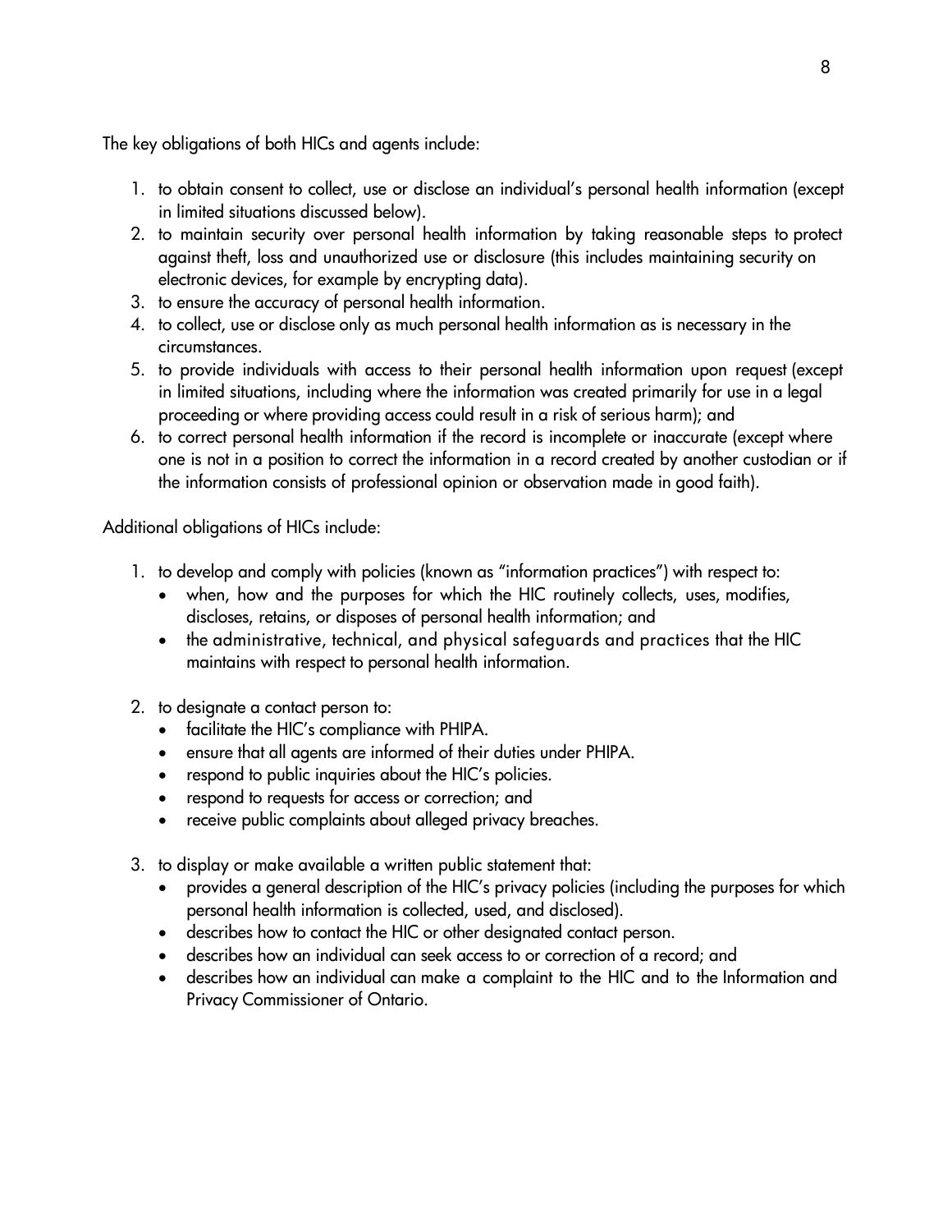The key obligations of both HICs and agents include:

1. to obtain consent to collect, use or disclose an individual's personal health information (except in limited situations discussed below).
2. to maintain security over personal health information by taking reasonable steps to protect against theft, loss and unauthorized use or disclosure (this includes maintaining security on electronic devices, for example by encrypting data).
3. to ensure the accuracy of personal health information.
4. to collect, use or disclose only as much personal health information as is necessary in the circumstances.
5. to provide individuals with access to their personal health information upon request (except in limited situations, including where the information was created primarily for use in a legal proceeding or where providing access could result in a risk of serious harm); and
6. to correct personal health information if the record is incomplete or inaccurate (except where one is not in a position to correct the information in a record created by another custodian or if the information consists of professional opinion or observation made in good faith).

Additional obligations of HICs include:

1. to develop and comply with policies (known as "information practices") with respect to:
   - when, how and the purposes for which the HIC routinely collects, uses, modifies, discloses, retains, or disposes of personal health information; and
   - the administrative, technical, and physical safeguards and practices that the HIC maintains with respect to personal health information.

2. to designate a contact person to:
   - facilitate the HIC's compliance with PHIPA.
   - ensure that all agents are informed of their duties under PHIPA.
   - respond to public inquiries about the HIC's policies.
   - respond to requests for access or correction; and
   - receive public complaints about alleged privacy breaches.

3. to display or make available a written public statement that:
   - provides a general description of the HIC's privacy policies (including the purposes for which personal health information is collected, used, and disclosed).
   - describes how to contact the HIC or other designated contact person.
   - describes how an individual can seek access to or correction of a record; and
   - describes how an individual can make a complaint to the HIC and to the Information and Privacy Commissioner of Ontario.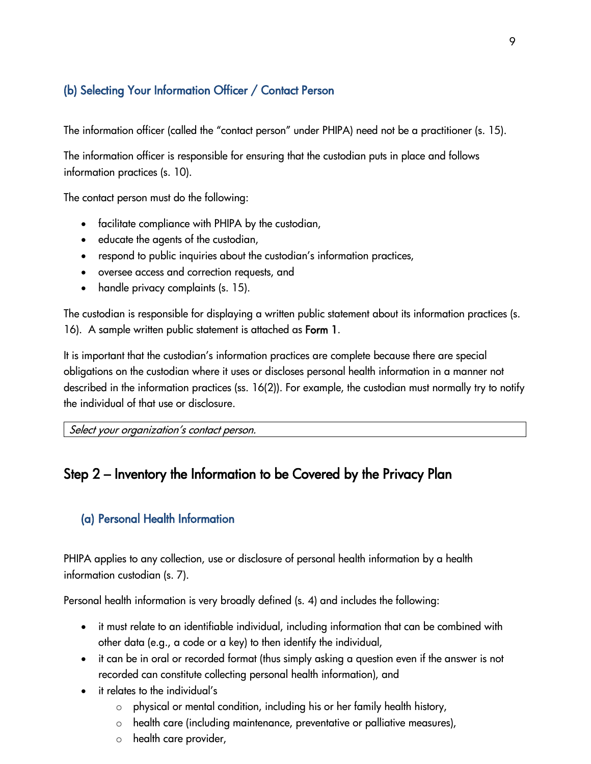### (b) Selecting Your Information Officer / Contact Person

The information officer (called the "contact person" under PHIPA) need not be a practitioner (s. 15).

The information officer is responsible for ensuring that the custodian puts in place and follows information practices (s. 10).

The contact person must do the following:

- facilitate compliance with PHIPA by the custodian,
- educate the agents of the custodian,
- respond to public inquiries about the custodian's information practices,
- oversee access and correction requests, and
- handle privacy complaints (s. 15).

The custodian is responsible for displaying a written public statement about its information practices (s. 16). A sample written public statement is attached as **Form 1**.

It is important that the custodian's information practices are complete because there are special obligations on the custodian where it uses or discloses personal health information in a manner not described in the information practices (ss. 16(2)). For example, the custodian must normally try to notify the individual of that use or disclosure.

| |
| --- |
| *Select your organization's contact person.* |

## Step 2 – Inventory the Information to be Covered by the Privacy Plan

### (a) Personal Health Information

PHIPA applies to any collection, use or disclosure of personal health information by a health information custodian (s. 7).

Personal health information is very broadly defined (s. 4) and includes the following:

- it must relate to an identifiable individual, including information that can be combined with other data (e.g., a code or a key) to then identify the individual,
- it can be in oral or recorded format (thus simply asking a question even if the answer is not recorded can constitute collecting personal health information), and
- it relates to the individual's
    - physical or mental condition, including his or her family health history,
    - health care (including maintenance, preventative or palliative measures),
    - health care provider,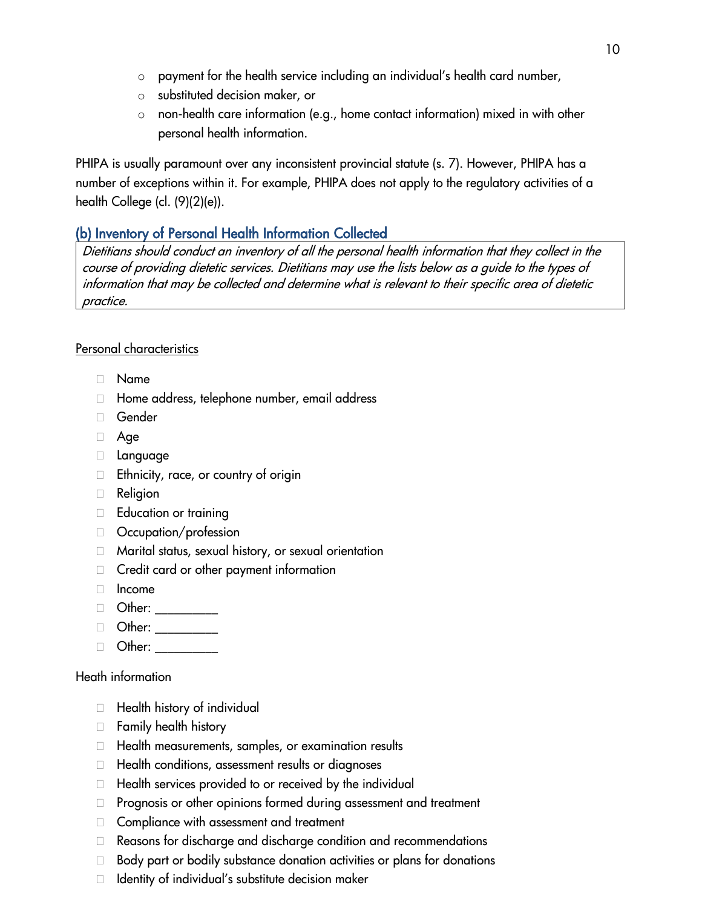- payment for the health service including an individual's health card number,
- substituted decision maker, or
- non-health care information (e.g., home contact information) mixed in with other personal health information.

PHIPA is usually paramount over any inconsistent provincial statute (s. 7). However, PHIPA has a number of exceptions within it. For example, PHIPA does not apply to the regulatory activities of a health College (cl. (9)(2)(e)).

## (b) Inventory of Personal Health Information Collected

*Dietitians should conduct an inventory of all the personal health information that they collect in the course of providing dietetic services. Dietitians may use the lists below as a guide to the types of information that may be collected and determine what is relevant to their specific area of dietetic practice.*

Personal characteristics

- ☐ Name
- ☐ Home address, telephone number, email address
- ☐ Gender
- ☐ Age
- ☐ Language
- ☐ Ethnicity, race, or country of origin
- ☐ Religion
- ☐ Education or training
- ☐ Occupation/profession
- ☐ Marital status, sexual history, or sexual orientation
- ☐ Credit card or other payment information
- ☐ Income
- ☐ Other: _________
- ☐ Other: _________
- ☐ Other: _________

Heath information

- ☐ Health history of individual
- ☐ Family health history
- ☐ Health measurements, samples, or examination results
- ☐ Health conditions, assessment results or diagnoses
- ☐ Health services provided to or received by the individual
- ☐ Prognosis or other opinions formed during assessment and treatment
- ☐ Compliance with assessment and treatment
- ☐ Reasons for discharge and discharge condition and recommendations
- ☐ Body part or bodily substance donation activities or plans for donations
- ☐ Identity of individual's substitute decision maker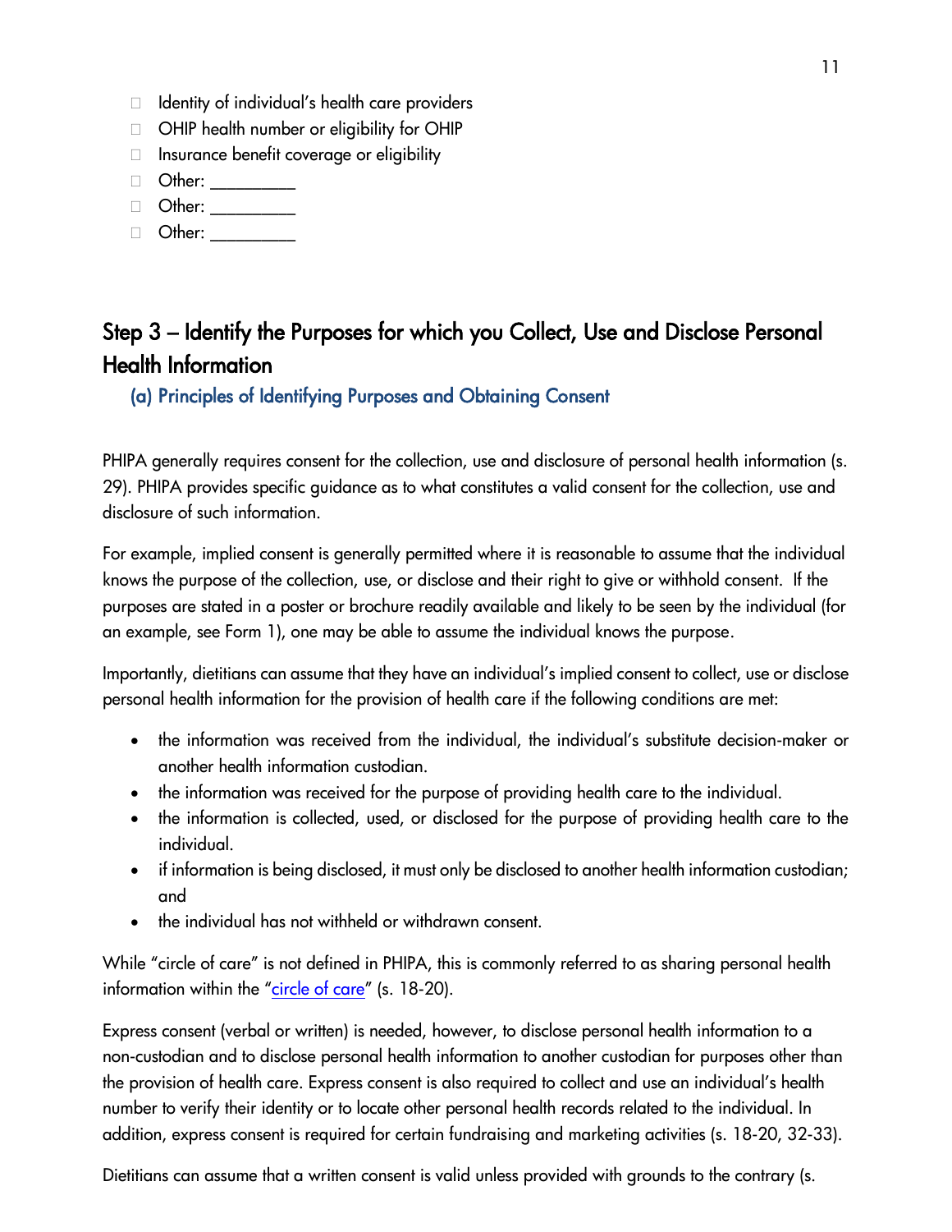- ☐ Identity of individual's health care providers
- ☐ OHIP health number or eligibility for OHIP
- ☐ Insurance benefit coverage or eligibility
- ☐ Other: __________
- ☐ Other: __________
- ☐ Other: __________

## Step 3 – Identify the Purposes for which you Collect, Use and Disclose Personal Health Information

### (a) Principles of Identifying Purposes and Obtaining Consent

PHIPA generally requires consent for the collection, use and disclosure of personal health information (s. 29). PHIPA provides specific guidance as to what constitutes a valid consent for the collection, use and disclosure of such information.

For example, implied consent is generally permitted where it is reasonable to assume that the individual knows the purpose of the collection, use, or disclose and their right to give or withhold consent. If the purposes are stated in a poster or brochure readily available and likely to be seen by the individual (for an example, see Form 1), one may be able to assume the individual knows the purpose.

Importantly, dietitians can assume that they have an individual's implied consent to collect, use or disclose personal health information for the provision of health care if the following conditions are met:

- the information was received from the individual, the individual's substitute decision-maker or another health information custodian.
- the information was received for the purpose of providing health care to the individual.
- the information is collected, used, or disclosed for the purpose of providing health care to the individual.
- if information is being disclosed, it must only be disclosed to another health information custodian; and
- the individual has not withheld or withdrawn consent.

While "circle of care" is not defined in PHIPA, this is commonly referred to as sharing personal health information within the "circle of care" (s. 18-20).

Express consent (verbal or written) is needed, however, to disclose personal health information to a non-custodian and to disclose personal health information to another custodian for purposes other than the provision of health care. Express consent is also required to collect and use an individual's health number to verify their identity or to locate other personal health records related to the individual. In addition, express consent is required for certain fundraising and marketing activities (s. 18-20, 32-33).

Dietitians can assume that a written consent is valid unless provided with grounds to the contrary (s.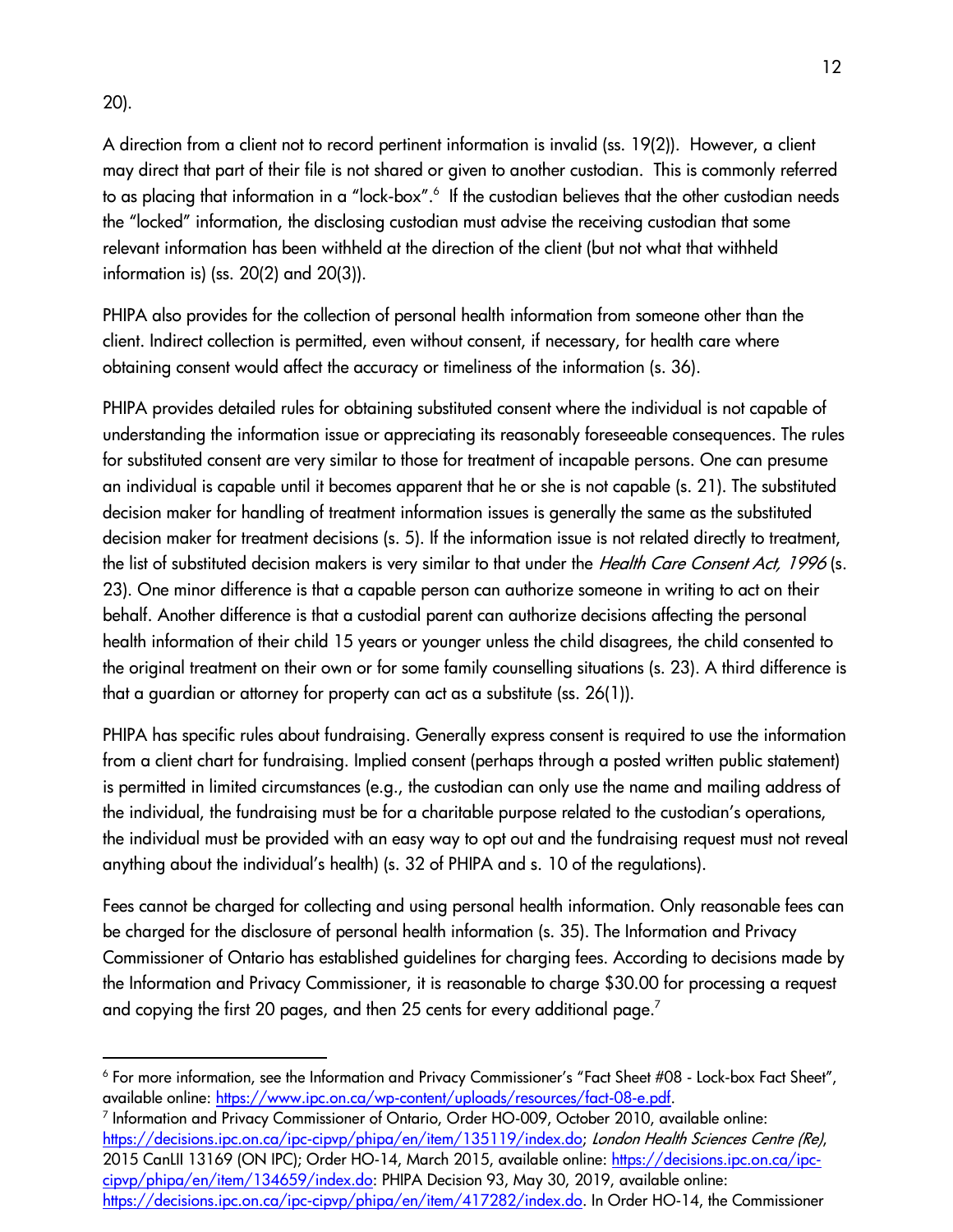20).

A direction from a client not to record pertinent information is invalid (ss. 19(2)). However, a client may direct that part of their file is not shared or given to another custodian. This is commonly referred to as placing that information in a "lock-box".[6] If the custodian believes that the other custodian needs the "locked" information, the disclosing custodian must advise the receiving custodian that some relevant information has been withheld at the direction of the client (but not what that withheld information is) (ss. 20(2) and 20(3)).

PHIPA also provides for the collection of personal health information from someone other than the client. Indirect collection is permitted, even without consent, if necessary, for health care where obtaining consent would affect the accuracy or timeliness of the information (s. 36).

PHIPA provides detailed rules for obtaining substituted consent where the individual is not capable of understanding the information issue or appreciating its reasonably foreseeable consequences. The rules for substituted consent are very similar to those for treatment of incapable persons. One can presume an individual is capable until it becomes apparent that he or she is not capable (s. 21). The substituted decision maker for handling of treatment information issues is generally the same as the substituted decision maker for treatment decisions (s. 5). If the information issue is not related directly to treatment, the list of substituted decision makers is very similar to that under the *Health Care Consent Act, 1996* (s. 23). One minor difference is that a capable person can authorize someone in writing to act on their behalf. Another difference is that a custodial parent can authorize decisions affecting the personal health information of their child 15 years or younger unless the child disagrees, the child consented to the original treatment on their own or for some family counselling situations (s. 23). A third difference is that a guardian or attorney for property can act as a substitute (ss. 26(1)).

PHIPA has specific rules about fundraising. Generally express consent is required to use the information from a client chart for fundraising. Implied consent (perhaps through a posted written public statement) is permitted in limited circumstances (e.g., the custodian can only use the name and mailing address of the individual, the fundraising must be for a charitable purpose related to the custodian's operations, the individual must be provided with an easy way to opt out and the fundraising request must not reveal anything about the individual's health) (s. 32 of PHIPA and s. 10 of the regulations).

Fees cannot be charged for collecting and using personal health information. Only reasonable fees can be charged for the disclosure of personal health information (s. 35). The Information and Privacy Commissioner of Ontario has established guidelines for charging fees. According to decisions made by the Information and Privacy Commissioner, it is reasonable to charge $30.00 for processing a request and copying the first 20 pages, and then 25 cents for every additional page.[7]

---

[6] For more information, see the Information and Privacy Commissioner's "Fact Sheet #08 - Lock-box Fact Sheet", available online: https://www.ipc.on.ca/wp-content/uploads/resources/fact-08-e.pdf.

[7] Information and Privacy Commissioner of Ontario, Order HO-009, October 2010, available online: https://decisions.ipc.on.ca/ipc-cipvp/phipa/en/item/135119/index.do; *London Health Sciences Centre (Re)*, 2015 CanLII 13169 (ON IPC); Order HO-14, March 2015, available online: https://decisions.ipc.on.ca/ipc-cipvp/phipa/en/item/134659/index.do: PHIPA Decision 93, May 30, 2019, available online: https://decisions.ipc.on.ca/ipc-cipvp/phipa/en/item/417282/index.do. In Order HO-14, the Commissioner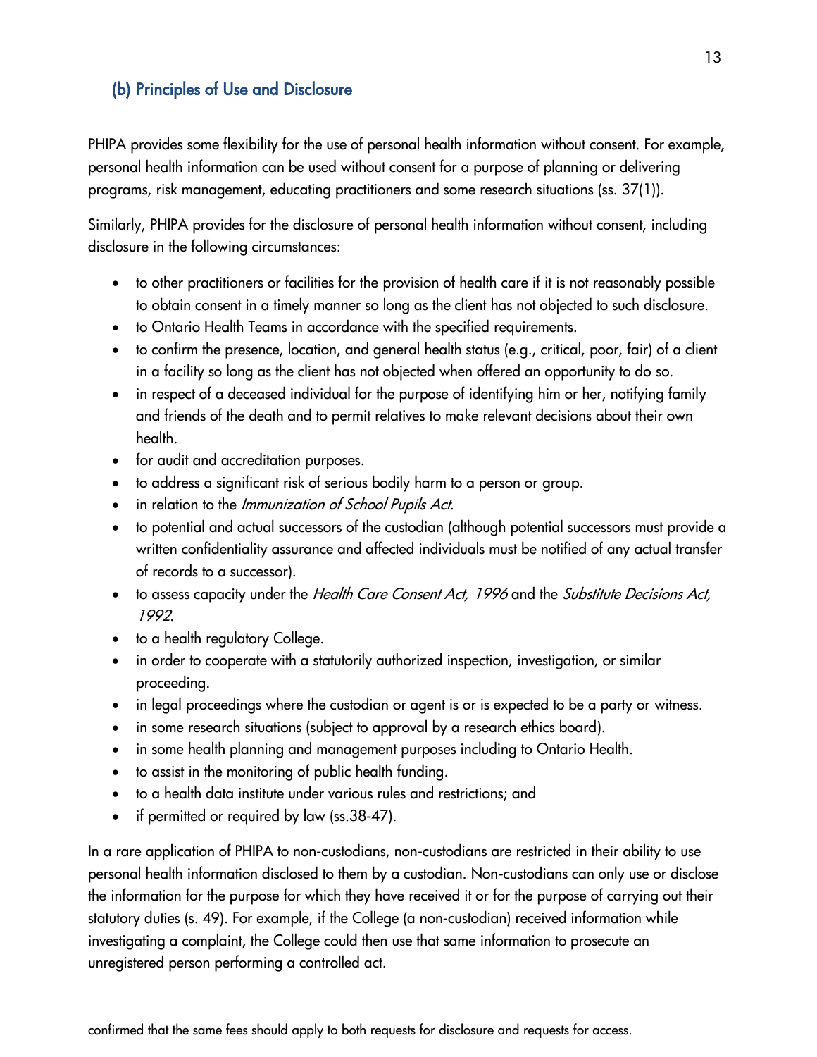### (b) Principles of Use and Disclosure

PHIPA provides some flexibility for the use of personal health information without consent. For example, personal health information can be used without consent for a purpose of planning or delivering programs, risk management, educating practitioners and some research situations (ss. 37(1)).

Similarly, PHIPA provides for the disclosure of personal health information without consent, including disclosure in the following circumstances:

- to other practitioners or facilities for the provision of health care if it is not reasonably possible to obtain consent in a timely manner so long as the client has not objected to such disclosure.
- to Ontario Health Teams in accordance with the specified requirements.
- to confirm the presence, location, and general health status (e.g., critical, poor, fair) of a client in a facility so long as the client has not objected when offered an opportunity to do so.
- in respect of a deceased individual for the purpose of identifying him or her, notifying family and friends of the death and to permit relatives to make relevant decisions about their own health.
- for audit and accreditation purposes.
- to address a significant risk of serious bodily harm to a person or group.
- in relation to the *Immunization of School Pupils Act*.
- to potential and actual successors of the custodian (although potential successors must provide a written confidentiality assurance and affected individuals must be notified of any actual transfer of records to a successor).
- to assess capacity under the *Health Care Consent Act, 1996* and the *Substitute Decisions Act, 1992*.
- to a health regulatory College.
- in order to cooperate with a statutorily authorized inspection, investigation, or similar proceeding.
- in legal proceedings where the custodian or agent is or is expected to be a party or witness.
- in some research situations (subject to approval by a research ethics board).
- in some health planning and management purposes including to Ontario Health.
- to assist in the monitoring of public health funding.
- to a health data institute under various rules and restrictions; and
- if permitted or required by law (ss.38-47).

In a rare application of PHIPA to non-custodians, non-custodians are restricted in their ability to use personal health information disclosed to them by a custodian. Non-custodians can only use or disclose the information for the purpose for which they have received it or for the purpose of carrying out their statutory duties (s. 49). For example, if the College (a non-custodian) received information while investigating a complaint, the College could then use that same information to prosecute an unregistered person performing a controlled act.

confirmed that the same fees should apply to both requests for disclosure and requests for access.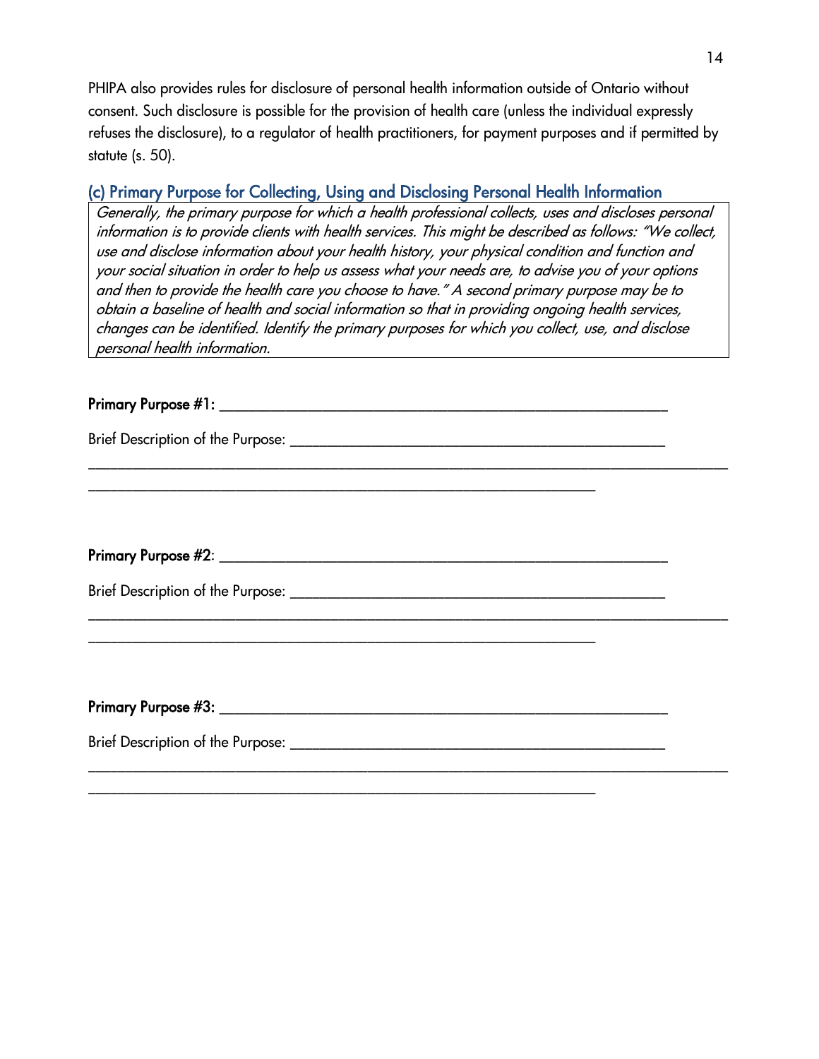PHIPA also provides rules for disclosure of personal health information outside of Ontario without consent. Such disclosure is possible for the provision of health care (unless the individual expressly refuses the disclosure), to a regulator of health practitioners, for payment purposes and if permitted by statute (s. 50).

### (c) Primary Purpose for Collecting, Using and Disclosing Personal Health Information

*Generally, the primary purpose for which a health professional collects, uses and discloses personal information is to provide clients with health services. This might be described as follows: "We collect, use and disclose information about your health history, your physical condition and function and your social situation in order to help us assess what your needs are, to advise you of your options and then to provide the health care you choose to have." A second primary purpose may be to obtain a baseline of health and social information so that in providing ongoing health services, changes can be identified. Identify the primary purposes for which you collect, use, and disclose personal health information.*

**Primary Purpose #1:** ___________________________________________________________

Brief Description of the Purpose: _______________________________________________

_______________________________________________________________________________

_____________________________________________________________

**Primary Purpose #2**: ___________________________________________________________

Brief Description of the Purpose: _______________________________________________

_______________________________________________________________________________

_____________________________________________________________

**Primary Purpose #3:** ___________________________________________________________

Brief Description of the Purpose: _______________________________________________

_______________________________________________________________________________

_____________________________________________________________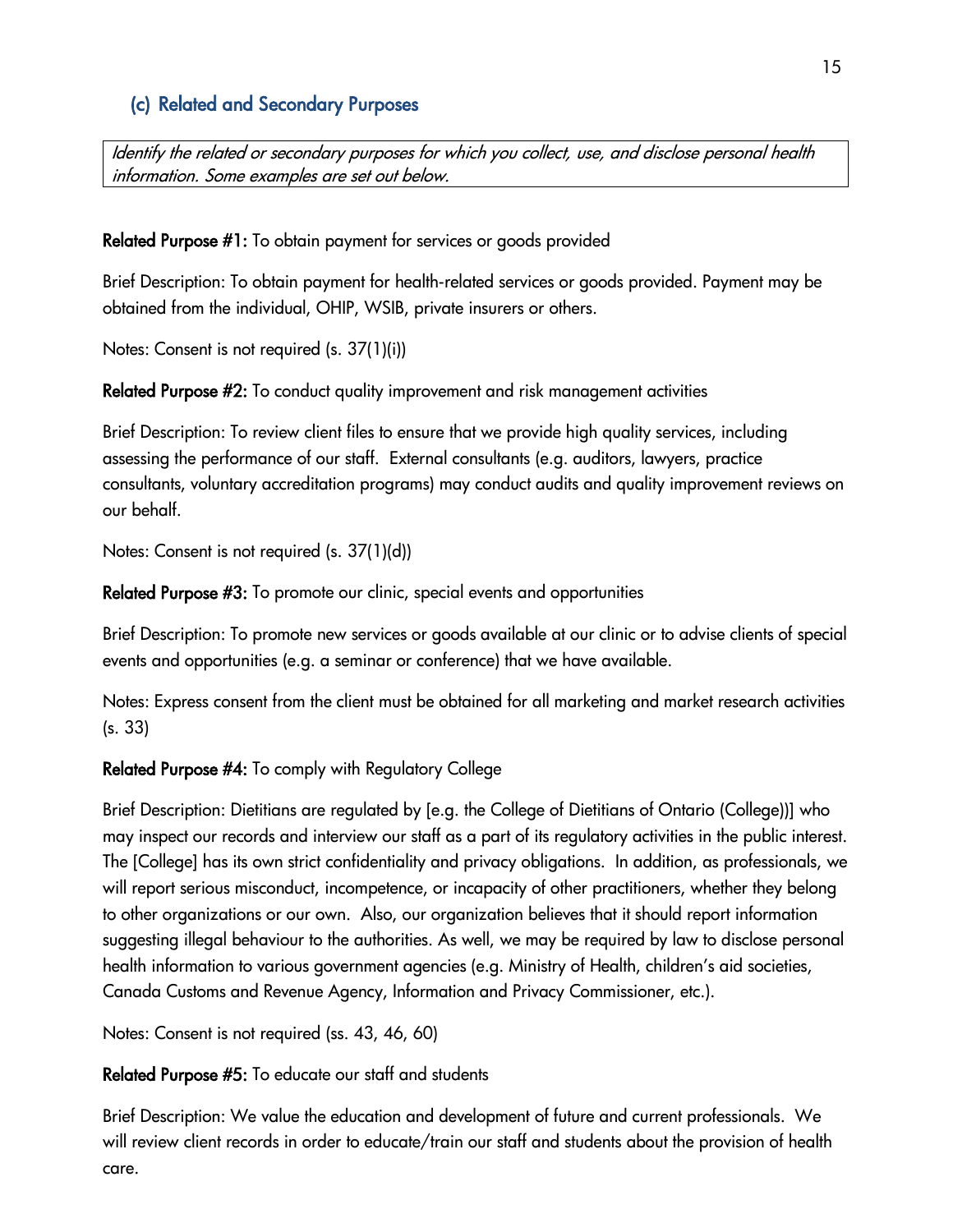## (c) Related and Secondary Purposes

*Identify the related or secondary purposes for which you collect, use, and disclose personal health information. Some examples are set out below.*

**Related Purpose #1:** To obtain payment for services or goods provided

Brief Description: To obtain payment for health-related services or goods provided. Payment may be obtained from the individual, OHIP, WSIB, private insurers or others.

Notes: Consent is not required (s. 37(1)(i))

**Related Purpose #2:** To conduct quality improvement and risk management activities

Brief Description: To review client files to ensure that we provide high quality services, including assessing the performance of our staff. External consultants (e.g. auditors, lawyers, practice consultants, voluntary accreditation programs) may conduct audits and quality improvement reviews on our behalf.

Notes: Consent is not required (s. 37(1)(d))

**Related Purpose #3:** To promote our clinic, special events and opportunities

Brief Description: To promote new services or goods available at our clinic or to advise clients of special events and opportunities (e.g. a seminar or conference) that we have available.

Notes: Express consent from the client must be obtained for all marketing and market research activities (s. 33)

**Related Purpose #4:** To comply with Regulatory College

Brief Description: Dietitians are regulated by [e.g. the College of Dietitians of Ontario (College))] who may inspect our records and interview our staff as a part of its regulatory activities in the public interest. The [College] has its own strict confidentiality and privacy obligations. In addition, as professionals, we will report serious misconduct, incompetence, or incapacity of other practitioners, whether they belong to other organizations or our own. Also, our organization believes that it should report information suggesting illegal behaviour to the authorities. As well, we may be required by law to disclose personal health information to various government agencies (e.g. Ministry of Health, children's aid societies, Canada Customs and Revenue Agency, Information and Privacy Commissioner, etc.).

Notes: Consent is not required (ss. 43, 46, 60)

**Related Purpose #5:** To educate our staff and students

Brief Description: We value the education and development of future and current professionals. We will review client records in order to educate/train our staff and students about the provision of health care.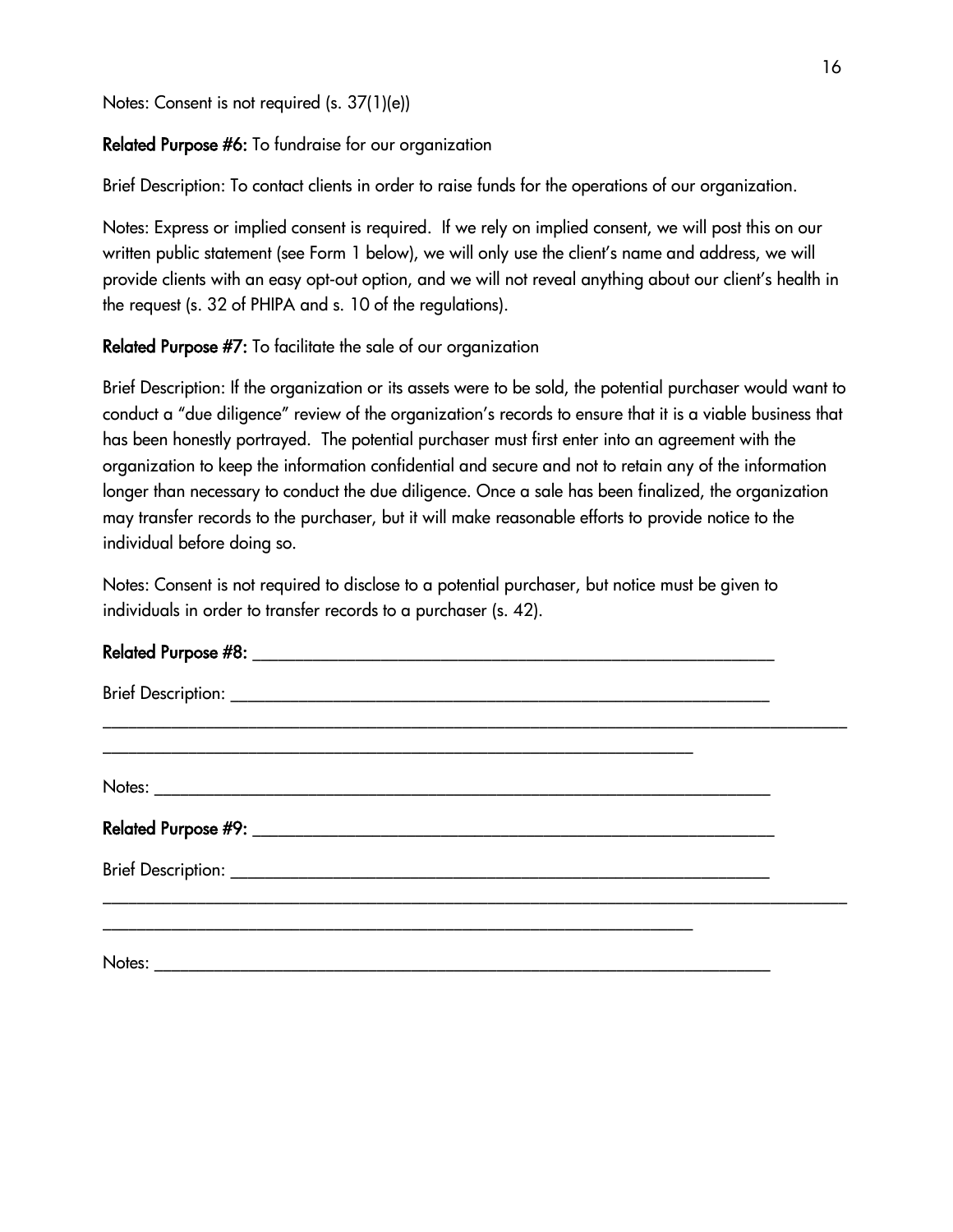Notes: Consent is not required (s. 37(1)(e))

**Related Purpose #6:** To fundraise for our organization

Brief Description: To contact clients in order to raise funds for the operations of our organization.

Notes: Express or implied consent is required. If we rely on implied consent, we will post this on our written public statement (see Form 1 below), we will only use the client's name and address, we will provide clients with an easy opt-out option, and we will not reveal anything about our client's health in the request (s. 32 of PHIPA and s. 10 of the regulations).

**Related Purpose #7:** To facilitate the sale of our organization

Brief Description: If the organization or its assets were to be sold, the potential purchaser would want to conduct a "due diligence" review of the organization's records to ensure that it is a viable business that has been honestly portrayed. The potential purchaser must first enter into an agreement with the organization to keep the information confidential and secure and not to retain any of the information longer than necessary to conduct the due diligence. Once a sale has been finalized, the organization may transfer records to the purchaser, but it will make reasonable efforts to provide notice to the individual before doing so.

Notes: Consent is not required to disclose to a potential purchaser, but notice must be given to individuals in order to transfer records to a purchaser (s. 42).

**Related Purpose #8:** ____________________________________________________________

Brief Description: ____________________________________________________________
______________________________________________________________________________
________________________________________________________________

Notes: ______________________________________________________________________

**Related Purpose #9:** ____________________________________________________________

Brief Description: ____________________________________________________________
______________________________________________________________________________
________________________________________________________________

Notes: ______________________________________________________________________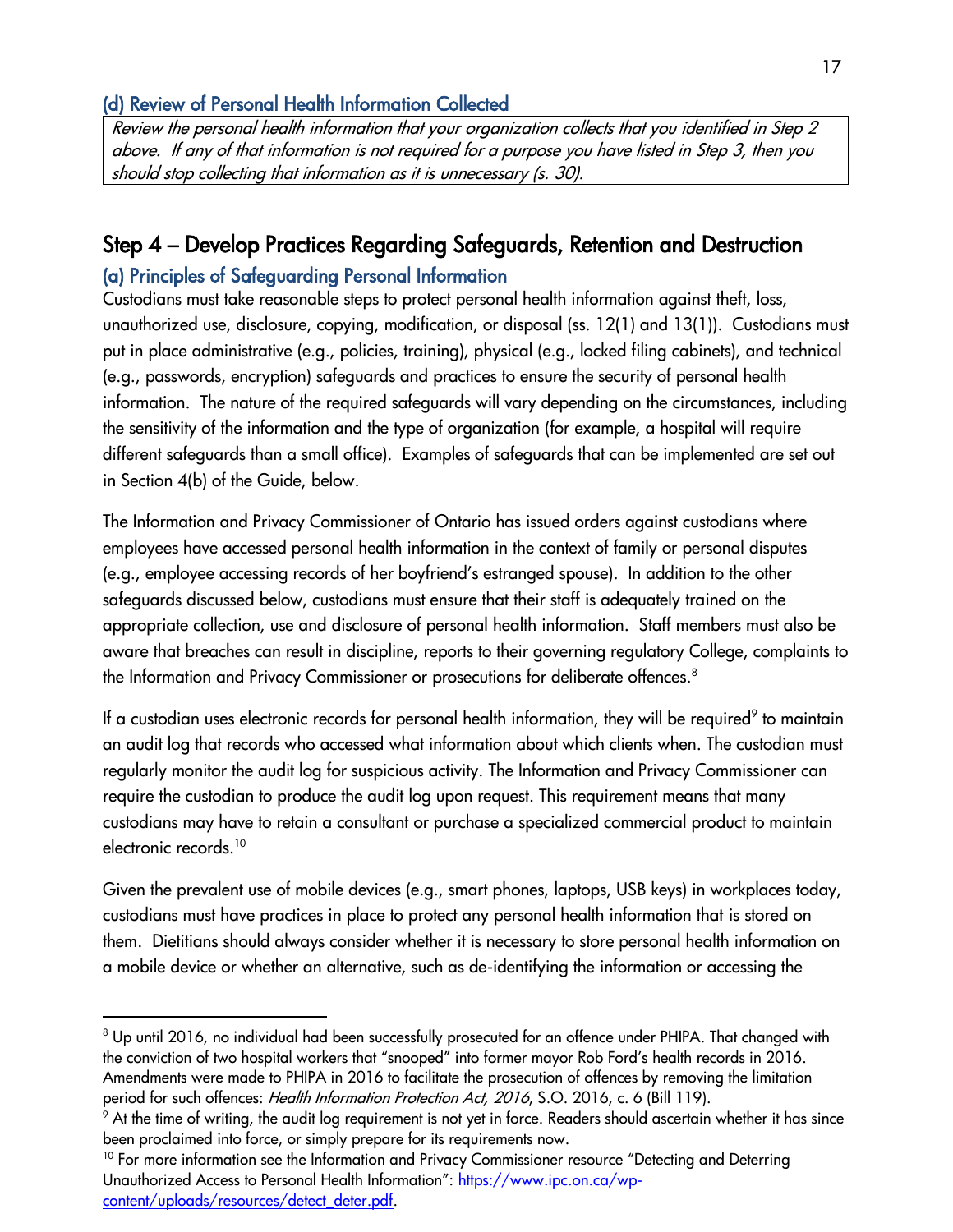### (d) Review of Personal Health Information Collected

*Review the personal health information that your organization collects that you identified in Step 2 above. If any of that information is not required for a purpose you have listed in Step 3, then you should stop collecting that information as it is unnecessary (s. 30).*

## Step 4 – Develop Practices Regarding Safeguards, Retention and Destruction

### (a) Principles of Safeguarding Personal Information

Custodians must take reasonable steps to protect personal health information against theft, loss, unauthorized use, disclosure, copying, modification, or disposal (ss. 12(1) and 13(1)). Custodians must put in place administrative (e.g., policies, training), physical (e.g., locked filing cabinets), and technical (e.g., passwords, encryption) safeguards and practices to ensure the security of personal health information. The nature of the required safeguards will vary depending on the circumstances, including the sensitivity of the information and the type of organization (for example, a hospital will require different safeguards than a small office). Examples of safeguards that can be implemented are set out in Section 4(b) of the Guide, below.

The Information and Privacy Commissioner of Ontario has issued orders against custodians where employees have accessed personal health information in the context of family or personal disputes (e.g., employee accessing records of her boyfriend's estranged spouse). In addition to the other safeguards discussed below, custodians must ensure that their staff is adequately trained on the appropriate collection, use and disclosure of personal health information. Staff members must also be aware that breaches can result in discipline, reports to their governing regulatory College, complaints to the Information and Privacy Commissioner or prosecutions for deliberate offences.[8]

If a custodian uses electronic records for personal health information, they will be required[9] to maintain an audit log that records who accessed what information about which clients when. The custodian must regularly monitor the audit log for suspicious activity. The Information and Privacy Commissioner can require the custodian to produce the audit log upon request. This requirement means that many custodians may have to retain a consultant or purchase a specialized commercial product to maintain electronic records.[10]

Given the prevalent use of mobile devices (e.g., smart phones, laptops, USB keys) in workplaces today, custodians must have practices in place to protect any personal health information that is stored on them. Dietitians should always consider whether it is necessary to store personal health information on a mobile device or whether an alternative, such as de-identifying the information or accessing the

---

[8] Up until 2016, no individual had been successfully prosecuted for an offence under PHIPA. That changed with the conviction of two hospital workers that "snooped" into former mayor Rob Ford's health records in 2016. Amendments were made to PHIPA in 2016 to facilitate the prosecution of offences by removing the limitation period for such offences: *Health Information Protection Act, 2016*, S.O. 2016, c. 6 (Bill 119).

[9] At the time of writing, the audit log requirement is not yet in force. Readers should ascertain whether it has since been proclaimed into force, or simply prepare for its requirements now.

[10] For more information see the Information and Privacy Commissioner resource "Detecting and Deterring Unauthorized Access to Personal Health Information": https://www.ipc.on.ca/wp-content/uploads/resources/detect_deter.pdf.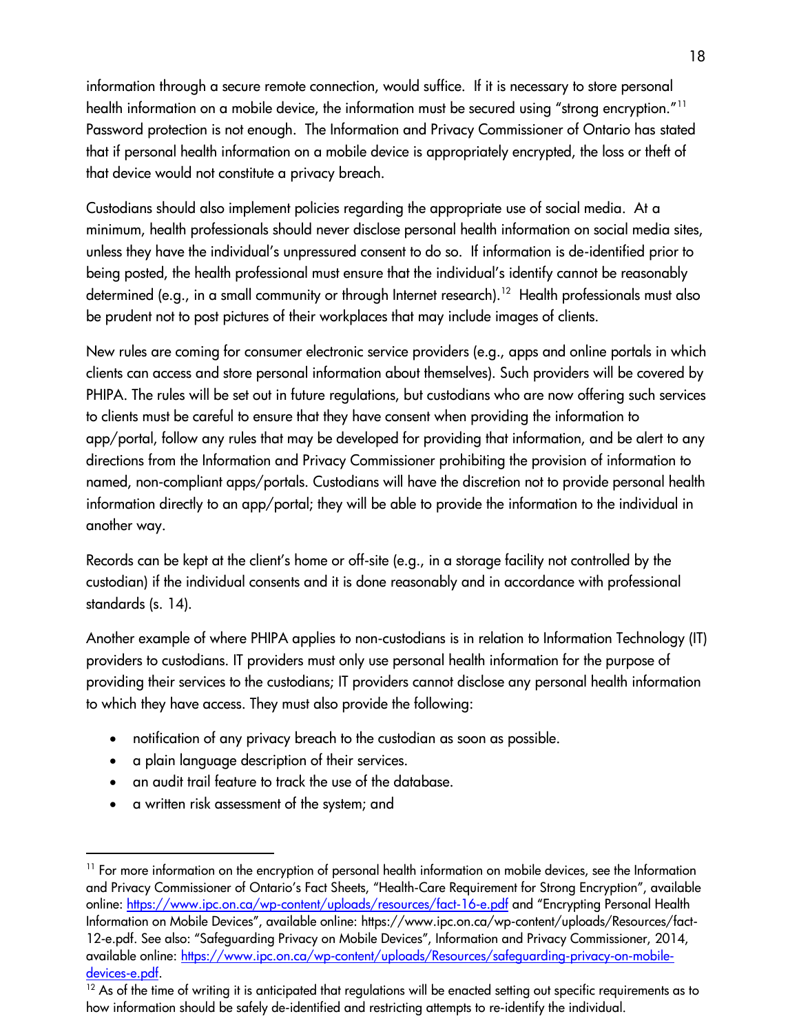information through a secure remote connection, would suffice. If it is necessary to store personal health information on a mobile device, the information must be secured using "strong encryption."[11] Password protection is not enough. The Information and Privacy Commissioner of Ontario has stated that if personal health information on a mobile device is appropriately encrypted, the loss or theft of that device would not constitute a privacy breach.

Custodians should also implement policies regarding the appropriate use of social media. At a minimum, health professionals should never disclose personal health information on social media sites, unless they have the individual's unpressured consent to do so. If information is de-identified prior to being posted, the health professional must ensure that the individual's identify cannot be reasonably determined (e.g., in a small community or through Internet research).[12] Health professionals must also be prudent not to post pictures of their workplaces that may include images of clients.

New rules are coming for consumer electronic service providers (e.g., apps and online portals in which clients can access and store personal information about themselves). Such providers will be covered by PHIPA. The rules will be set out in future regulations, but custodians who are now offering such services to clients must be careful to ensure that they have consent when providing the information to app/portal, follow any rules that may be developed for providing that information, and be alert to any directions from the Information and Privacy Commissioner prohibiting the provision of information to named, non-compliant apps/portals. Custodians will have the discretion not to provide personal health information directly to an app/portal; they will be able to provide the information to the individual in another way.

Records can be kept at the client's home or off-site (e.g., in a storage facility not controlled by the custodian) if the individual consents and it is done reasonably and in accordance with professional standards (s. 14).

Another example of where PHIPA applies to non-custodians is in relation to Information Technology (IT) providers to custodians. IT providers must only use personal health information for the purpose of providing their services to the custodians; IT providers cannot disclose any personal health information to which they have access. They must also provide the following:

- notification of any privacy breach to the custodian as soon as possible.
- a plain language description of their services.
- an audit trail feature to track the use of the database.
- a written risk assessment of the system; and

---

[11] For more information on the encryption of personal health information on mobile devices, see the Information and Privacy Commissioner of Ontario's Fact Sheets, "Health-Care Requirement for Strong Encryption", available online: https://www.ipc.on.ca/wp-content/uploads/resources/fact-16-e.pdf and "Encrypting Personal Health Information on Mobile Devices", available online: https://www.ipc.on.ca/wp-content/uploads/Resources/fact-12-e.pdf. See also: "Safeguarding Privacy on Mobile Devices", Information and Privacy Commissioner, 2014, available online: https://www.ipc.on.ca/wp-content/uploads/Resources/safeguarding-privacy-on-mobile-devices-e.pdf.

[12] As of the time of writing it is anticipated that regulations will be enacted setting out specific requirements as to how information should be safely de-identified and restricting attempts to re-identify the individual.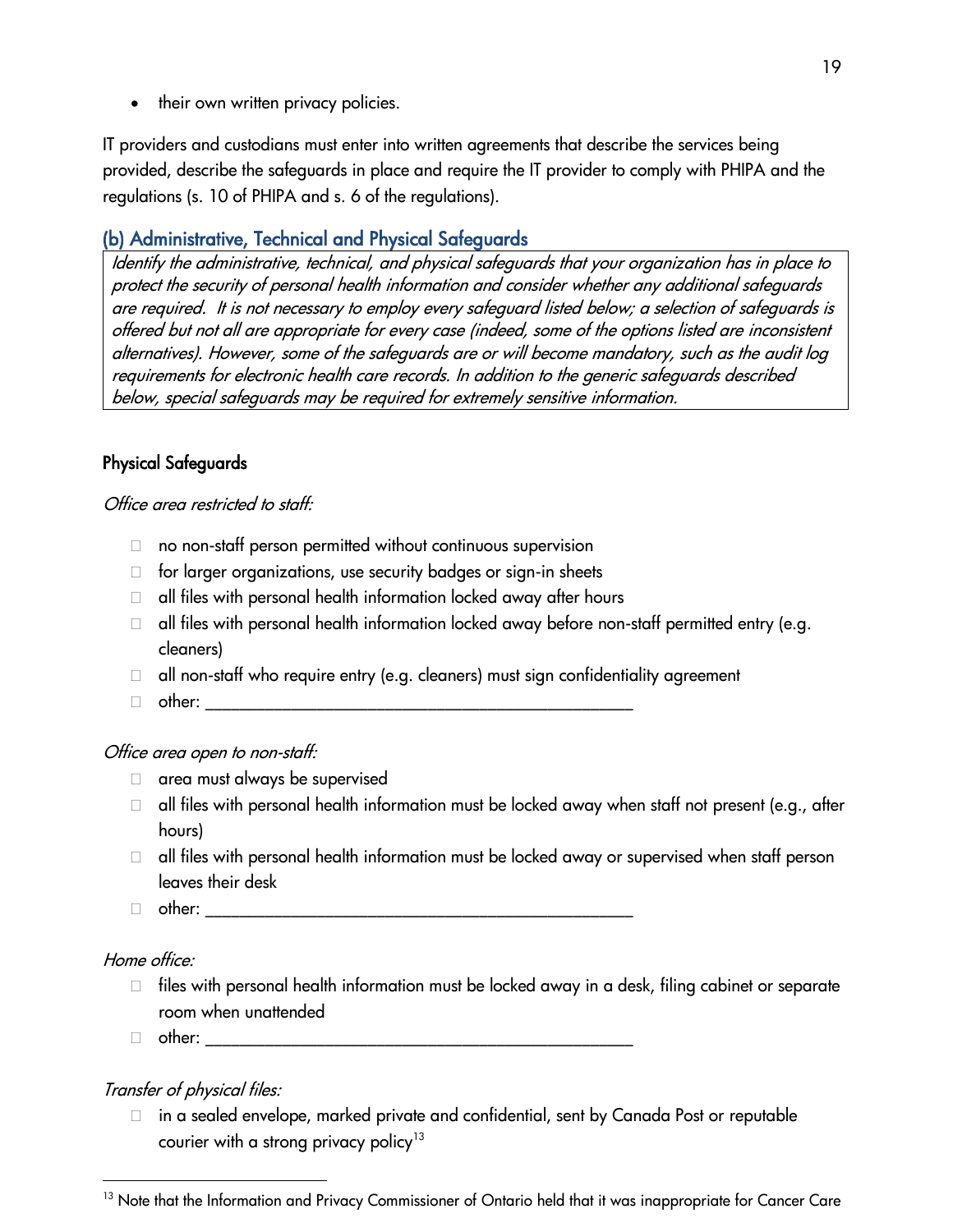- their own written privacy policies.

IT providers and custodians must enter into written agreements that describe the services being provided, describe the safeguards in place and require the IT provider to comply with PHIPA and the regulations (s. 10 of PHIPA and s. 6 of the regulations).

## (b) Administrative, Technical and Physical Safeguards

*Identify the administrative, technical, and physical safeguards that your organization has in place to protect the security of personal health information and consider whether any additional safeguards are required. It is not necessary to employ every safeguard listed below; a selection of safeguards is offered but not all are appropriate for every case (indeed, some of the options listed are inconsistent alternatives). However, some of the safeguards are or will become mandatory, such as the audit log requirements for electronic health care records. In addition to the generic safeguards described below, special safeguards may be required for extremely sensitive information.*

### Physical Safeguards

*Office area restricted to staff:*

- ☐ no non-staff person permitted without continuous supervision
- ☐ for larger organizations, use security badges or sign-in sheets
- ☐ all files with personal health information locked away after hours
- ☐ all files with personal health information locked away before non-staff permitted entry (e.g. cleaners)
- ☐ all non-staff who require entry (e.g. cleaners) must sign confidentiality agreement
- ☐ other: ________________________________________________

*Office area open to non-staff:*

- ☐ area must always be supervised
- ☐ all files with personal health information must be locked away when staff not present (e.g., after hours)
- ☐ all files with personal health information must be locked away or supervised when staff person leaves their desk
- ☐ other: ________________________________________________

*Home office:*

- ☐ files with personal health information must be locked away in a desk, filing cabinet or separate room when unattended
- ☐ other: ________________________________________________

*Transfer of physical files:*

- ☐ in a sealed envelope, marked private and confidential, sent by Canada Post or reputable courier with a strong privacy policy[13]

[13] Note that the Information and Privacy Commissioner of Ontario held that it was inappropriate for Cancer Care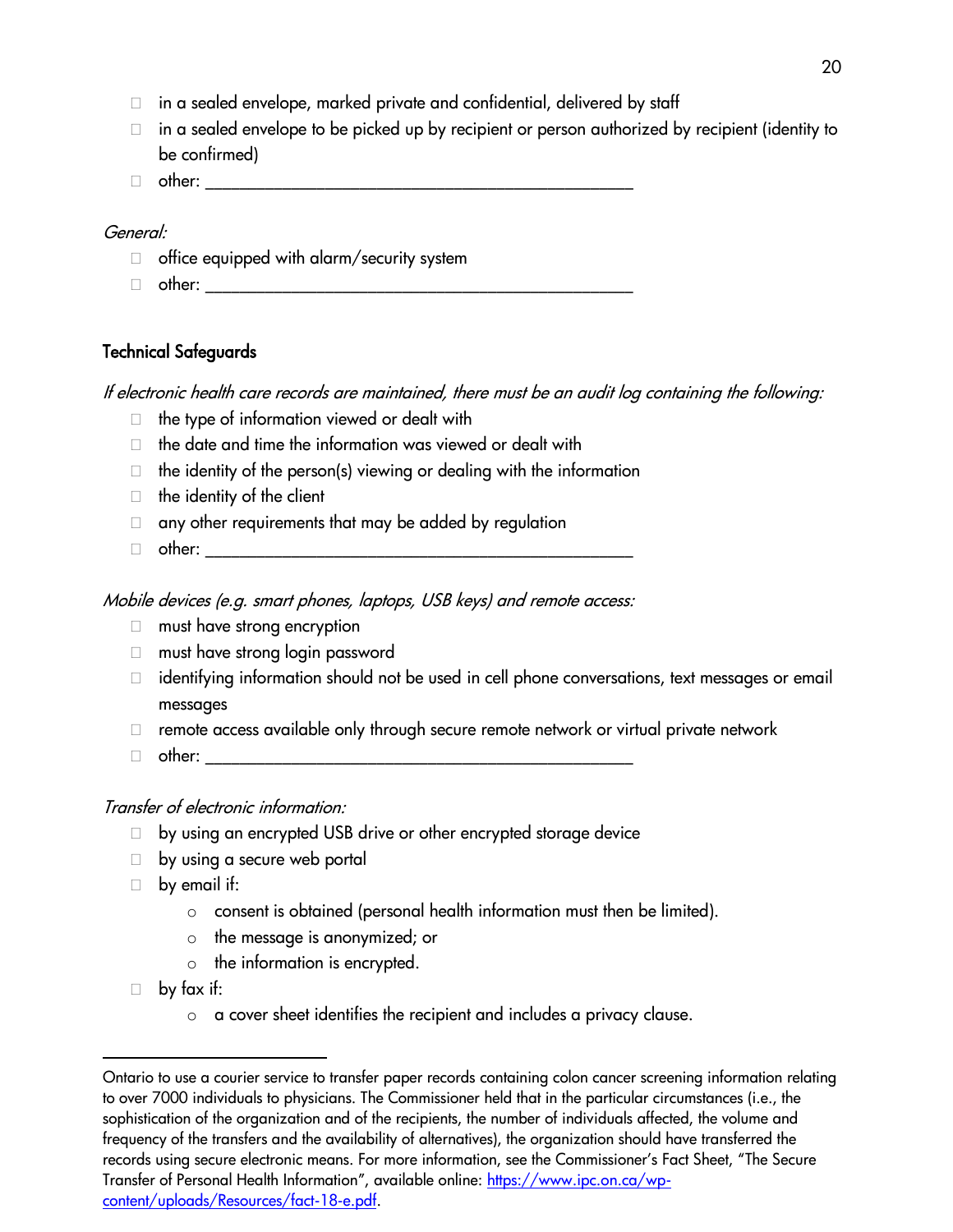- in a sealed envelope, marked private and confidential, delivered by staff
- in a sealed envelope to be picked up by recipient or person authorized by recipient (identity to be confirmed)
- other: ______________________________________________

*General:*

- office equipped with alarm/security system
- other: ______________________________________________

### Technical Safeguards

*If electronic health care records are maintained, there must be an audit log containing the following:*

- the type of information viewed or dealt with
- the date and time the information was viewed or dealt with
- the identity of the person(s) viewing or dealing with the information
- the identity of the client
- any other requirements that may be added by regulation
- other: ______________________________________________

*Mobile devices (e.g. smart phones, laptops, USB keys) and remote access:*

- must have strong encryption
- must have strong login password
- identifying information should not be used in cell phone conversations, text messages or email messages
- remote access available only through secure remote network or virtual private network
- other: ______________________________________________

*Transfer of electronic information:*

- by using an encrypted USB drive or other encrypted storage device
- by using a secure web portal
- by email if:
  - consent is obtained (personal health information must then be limited).
  - the message is anonymized; or
  - the information is encrypted.
- by fax if:
  - a cover sheet identifies the recipient and includes a privacy clause.

---

Ontario to use a courier service to transfer paper records containing colon cancer screening information relating to over 7000 individuals to physicians. The Commissioner held that in the particular circumstances (i.e., the sophistication of the organization and of the recipients, the number of individuals affected, the volume and frequency of the transfers and the availability of alternatives), the organization should have transferred the records using secure electronic means. For more information, see the Commissioner's Fact Sheet, "The Secure Transfer of Personal Health Information", available online: [https://www.ipc.on.ca/wp-content/uploads/Resources/fact-18-e.pdf](https://www.ipc.on.ca/wp-content/uploads/Resources/fact-18-e.pdf).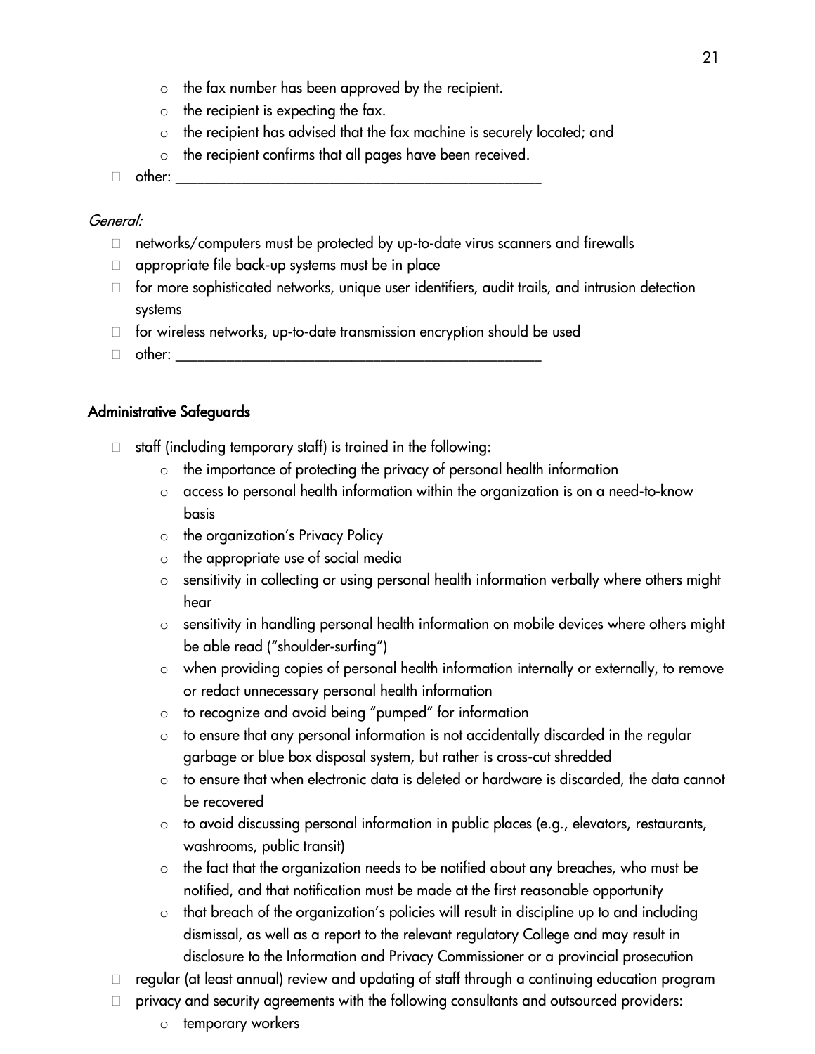- the fax number has been approved by the recipient.
  - the recipient is expecting the fax.
  - the recipient has advised that the fax machine is securely located; and
  - the recipient confirms that all pages have been received.
- other: ___________________________________________________

*General:*

- networks/computers must be protected by up-to-date virus scanners and firewalls
- appropriate file back-up systems must be in place
- for more sophisticated networks, unique user identifiers, audit trails, and intrusion detection systems
- for wireless networks, up-to-date transmission encryption should be used
- other: ___________________________________________________

## Administrative Safeguards

- staff (including temporary staff) is trained in the following:
  - the importance of protecting the privacy of personal health information
  - access to personal health information within the organization is on a need-to-know basis
  - the organization's Privacy Policy
  - the appropriate use of social media
  - sensitivity in collecting or using personal health information verbally where others might hear
  - sensitivity in handling personal health information on mobile devices where others might be able read ("shoulder-surfing")
  - when providing copies of personal health information internally or externally, to remove or redact unnecessary personal health information
  - to recognize and avoid being "pumped" for information
  - to ensure that any personal information is not accidentally discarded in the regular garbage or blue box disposal system, but rather is cross-cut shredded
  - to ensure that when electronic data is deleted or hardware is discarded, the data cannot be recovered
  - to avoid discussing personal information in public places (e.g., elevators, restaurants, washrooms, public transit)
  - the fact that the organization needs to be notified about any breaches, who must be notified, and that notification must be made at the first reasonable opportunity
  - that breach of the organization's policies will result in discipline up to and including dismissal, as well as a report to the relevant regulatory College and may result in disclosure to the Information and Privacy Commissioner or a provincial prosecution
- regular (at least annual) review and updating of staff through a continuing education program
- privacy and security agreements with the following consultants and outsourced providers:
  - temporary workers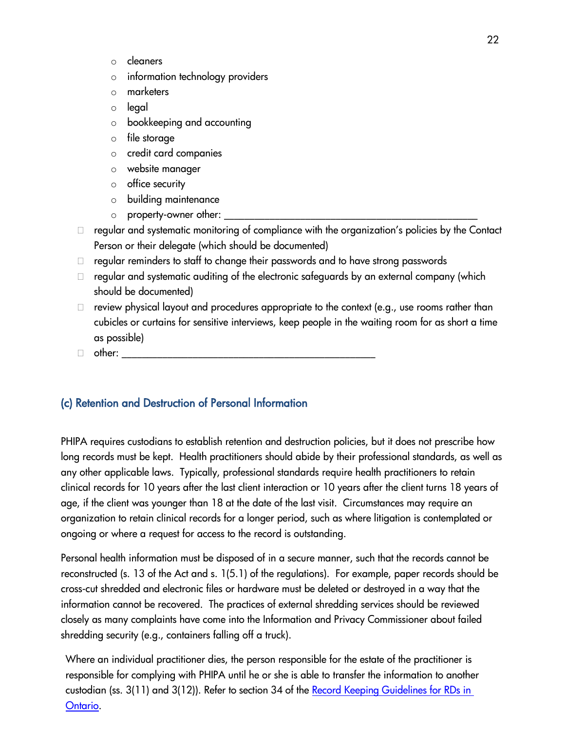- cleaners
    - information technology providers
    - marketers
    - legal
    - bookkeeping and accounting
    - file storage
    - credit card companies
    - website manager
    - office security
    - building maintenance
    - property-owner other: ___________________________________________
- ☐ regular and systematic monitoring of compliance with the organization's policies by the Contact Person or their delegate (which should be documented)
- ☐ regular reminders to staff to change their passwords and to have strong passwords
- ☐ regular and systematic auditing of the electronic safeguards by an external company (which should be documented)
- ☐ review physical layout and procedures appropriate to the context (e.g., use rooms rather than cubicles or curtains for sensitive interviews, keep people in the waiting room for as short a time as possible)
- ☐ other: ___________________________________________

## (c) Retention and Destruction of Personal Information

PHIPA requires custodians to establish retention and destruction policies, but it does not prescribe how long records must be kept. Health practitioners should abide by their professional standards, as well as any other applicable laws. Typically, professional standards require health practitioners to retain clinical records for 10 years after the last client interaction or 10 years after the client turns 18 years of age, if the client was younger than 18 at the date of the last visit. Circumstances may require an organization to retain clinical records for a longer period, such as where litigation is contemplated or ongoing or where a request for access to the record is outstanding.

Personal health information must be disposed of in a secure manner, such that the records cannot be reconstructed (s. 13 of the Act and s. 1(5.1) of the regulations). For example, paper records should be cross-cut shredded and electronic files or hardware must be deleted or destroyed in a way that the information cannot be recovered. The practices of external shredding services should be reviewed closely as many complaints have come into the Information and Privacy Commissioner about failed shredding security (e.g., containers falling off a truck).

Where an individual practitioner dies, the person responsible for the estate of the practitioner is responsible for complying with PHIPA until he or she is able to transfer the information to another custodian (ss. 3(11) and 3(12)). Refer to section 34 of the Record Keeping Guidelines for RDs in Ontario.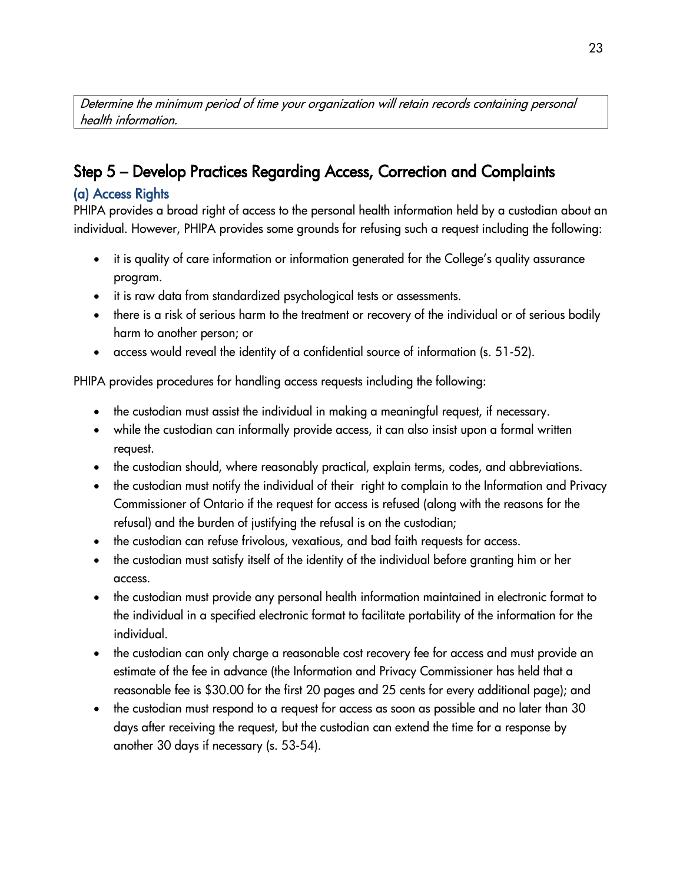*Determine the minimum period of time your organization will retain records containing personal health information.*

## Step 5 – Develop Practices Regarding Access, Correction and Complaints

### (a) Access Rights

PHIPA provides a broad right of access to the personal health information held by a custodian about an individual. However, PHIPA provides some grounds for refusing such a request including the following:

- it is quality of care information or information generated for the College's quality assurance program.
- it is raw data from standardized psychological tests or assessments.
- there is a risk of serious harm to the treatment or recovery of the individual or of serious bodily harm to another person; or
- access would reveal the identity of a confidential source of information (s. 51-52).

PHIPA provides procedures for handling access requests including the following:

- the custodian must assist the individual in making a meaningful request, if necessary.
- while the custodian can informally provide access, it can also insist upon a formal written request.
- the custodian should, where reasonably practical, explain terms, codes, and abbreviations.
- the custodian must notify the individual of their right to complain to the Information and Privacy Commissioner of Ontario if the request for access is refused (along with the reasons for the refusal) and the burden of justifying the refusal is on the custodian;
- the custodian can refuse frivolous, vexatious, and bad faith requests for access.
- the custodian must satisfy itself of the identity of the individual before granting him or her access.
- the custodian must provide any personal health information maintained in electronic format to the individual in a specified electronic format to facilitate portability of the information for the individual.
- the custodian can only charge a reasonable cost recovery fee for access and must provide an estimate of the fee in advance (the Information and Privacy Commissioner has held that a reasonable fee is $30.00 for the first 20 pages and 25 cents for every additional page); and
- the custodian must respond to a request for access as soon as possible and no later than 30 days after receiving the request, but the custodian can extend the time for a response by another 30 days if necessary (s. 53-54).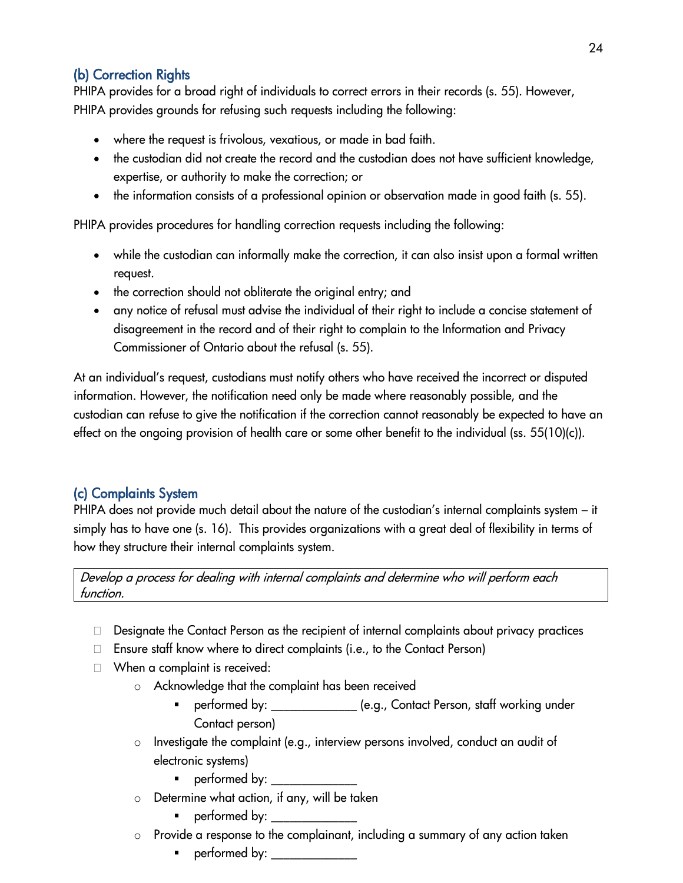### (b) Correction Rights

PHIPA provides for a broad right of individuals to correct errors in their records (s. 55). However, PHIPA provides grounds for refusing such requests including the following:

- where the request is frivolous, vexatious, or made in bad faith.
- the custodian did not create the record and the custodian does not have sufficient knowledge, expertise, or authority to make the correction; or
- the information consists of a professional opinion or observation made in good faith (s. 55).

PHIPA provides procedures for handling correction requests including the following:

- while the custodian can informally make the correction, it can also insist upon a formal written request.
- the correction should not obliterate the original entry; and
- any notice of refusal must advise the individual of their right to include a concise statement of disagreement in the record and of their right to complain to the Information and Privacy Commissioner of Ontario about the refusal (s. 55).

At an individual's request, custodians must notify others who have received the incorrect or disputed information. However, the notification need only be made where reasonably possible, and the custodian can refuse to give the notification if the correction cannot reasonably be expected to have an effect on the ongoing provision of health care or some other benefit to the individual (ss. 55(10)(c)).

### (c) Complaints System

PHIPA does not provide much detail about the nature of the custodian's internal complaints system – it simply has to have one (s. 16). This provides organizations with a great deal of flexibility in terms of how they structure their internal complaints system.

*Develop a process for dealing with internal complaints and determine who will perform each function.*

- ☐ Designate the Contact Person as the recipient of internal complaints about privacy practices
- ☐ Ensure staff know where to direct complaints (i.e., to the Contact Person)
- ☐ When a complaint is received:
  - Acknowledge that the complaint has been received
    - performed by: _____________ (e.g., Contact Person, staff working under Contact person)
  - Investigate the complaint (e.g., interview persons involved, conduct an audit of electronic systems)
    - performed by: _____________
  - Determine what action, if any, will be taken
    - performed by: _____________
  - Provide a response to the complainant, including a summary of any action taken
    - performed by: _____________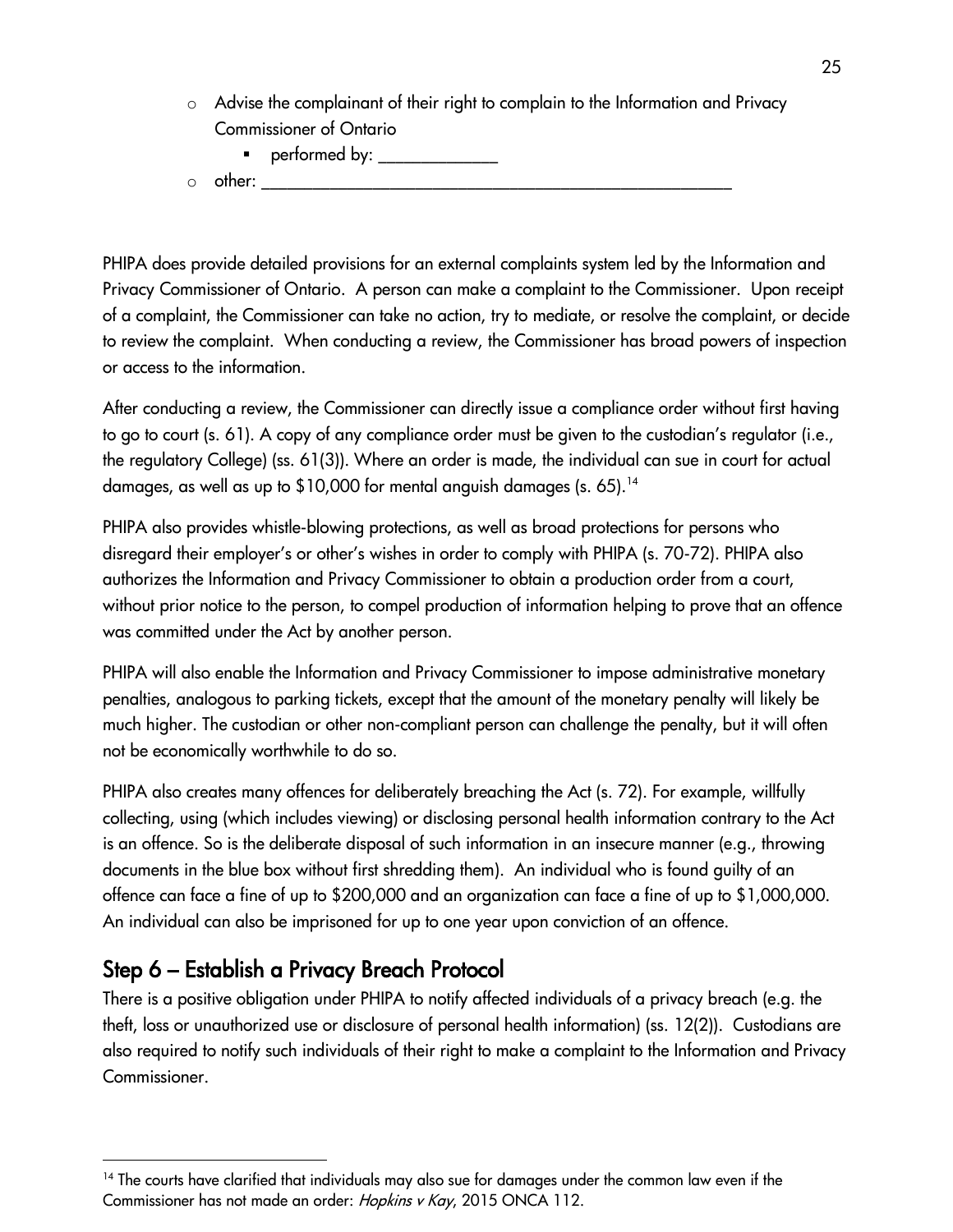- Advise the complainant of their right to complain to the Information and Privacy Commissioner of Ontario
  - performed by: _____________
- other: ______________________________________________________

PHIPA does provide detailed provisions for an external complaints system led by the Information and Privacy Commissioner of Ontario. A person can make a complaint to the Commissioner. Upon receipt of a complaint, the Commissioner can take no action, try to mediate, or resolve the complaint, or decide to review the complaint. When conducting a review, the Commissioner has broad powers of inspection or access to the information.

After conducting a review, the Commissioner can directly issue a compliance order without first having to go to court (s. 61). A copy of any compliance order must be given to the custodian's regulator (i.e., the regulatory College) (ss. 61(3)). Where an order is made, the individual can sue in court for actual damages, as well as up to $10,000 for mental anguish damages (s. 65).[14]

PHIPA also provides whistle-blowing protections, as well as broad protections for persons who disregard their employer's or other's wishes in order to comply with PHIPA (s. 70-72). PHIPA also authorizes the Information and Privacy Commissioner to obtain a production order from a court, without prior notice to the person, to compel production of information helping to prove that an offence was committed under the Act by another person.

PHIPA will also enable the Information and Privacy Commissioner to impose administrative monetary penalties, analogous to parking tickets, except that the amount of the monetary penalty will likely be much higher. The custodian or other non-compliant person can challenge the penalty, but it will often not be economically worthwhile to do so.

PHIPA also creates many offences for deliberately breaching the Act (s. 72). For example, willfully collecting, using (which includes viewing) or disclosing personal health information contrary to the Act is an offence. So is the deliberate disposal of such information in an insecure manner (e.g., throwing documents in the blue box without first shredding them). An individual who is found guilty of an offence can face a fine of up to $200,000 and an organization can face a fine of up to $1,000,000. An individual can also be imprisoned for up to one year upon conviction of an offence.

## Step 6 – Establish a Privacy Breach Protocol

There is a positive obligation under PHIPA to notify affected individuals of a privacy breach (e.g. the theft, loss or unauthorized use or disclosure of personal health information) (ss. 12(2)). Custodians are also required to notify such individuals of their right to make a complaint to the Information and Privacy Commissioner.

[14] The courts have clarified that individuals may also sue for damages under the common law even if the Commissioner has not made an order: *Hopkins v Kay*, 2015 ONCA 112.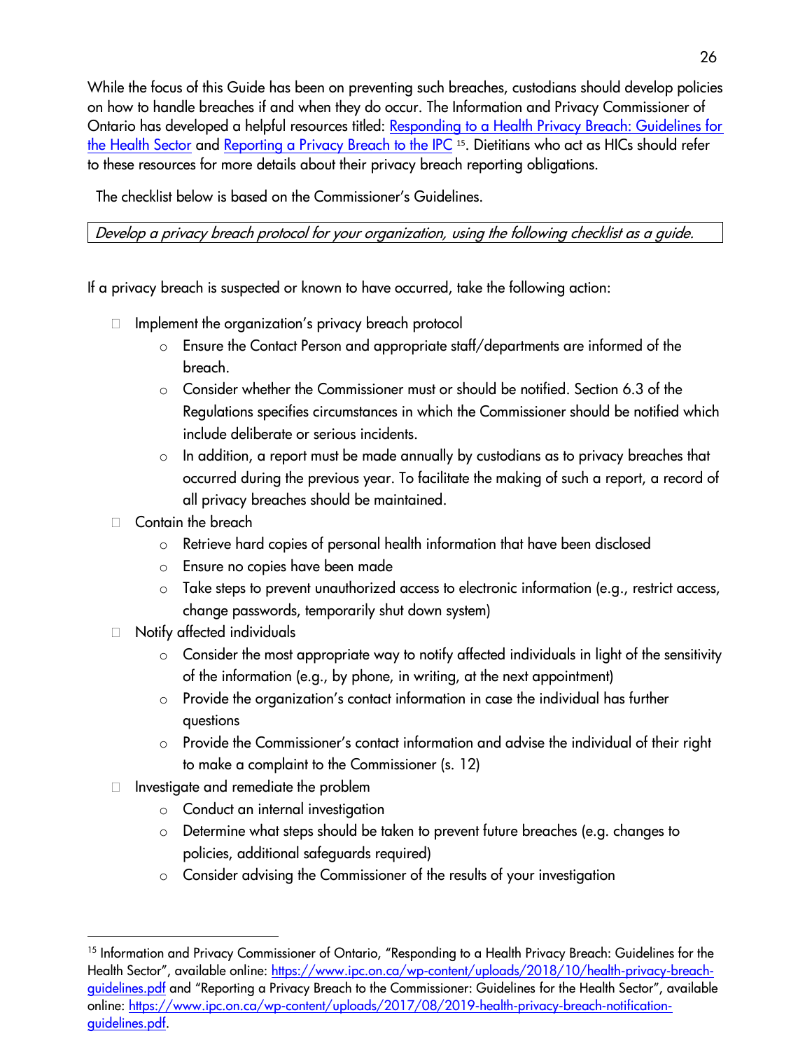While the focus of this Guide has been on preventing such breaches, custodians should develop policies on how to handle breaches if and when they do occur. The Information and Privacy Commissioner of Ontario has developed a helpful resources titled: [Responding to a Health Privacy Breach: Guidelines for the Health Sector](https://www.ipc.on.ca/wp-content/uploads/2018/10/health-privacy-breach-guidelines.pdf) and [Reporting a Privacy Breach to the IPC](https://www.ipc.on.ca/wp-content/uploads/2017/08/2019-health-privacy-breach-notification-guidelines.pdf) [15]. Dietitians who act as HICs should refer to these resources for more details about their privacy breach reporting obligations.

The checklist below is based on the Commissioner's Guidelines.

*Develop a privacy breach protocol for your organization, using the following checklist as a guide.*

If a privacy breach is suspected or known to have occurred, take the following action:

- ☐ Implement the organization's privacy breach protocol
  - Ensure the Contact Person and appropriate staff/departments are informed of the breach.
  - Consider whether the Commissioner must or should be notified. Section 6.3 of the Regulations specifies circumstances in which the Commissioner should be notified which include deliberate or serious incidents.
  - In addition, a report must be made annually by custodians as to privacy breaches that occurred during the previous year. To facilitate the making of such a report, a record of all privacy breaches should be maintained.
- ☐ Contain the breach
  - Retrieve hard copies of personal health information that have been disclosed
  - Ensure no copies have been made
  - Take steps to prevent unauthorized access to electronic information (e.g., restrict access, change passwords, temporarily shut down system)
- ☐ Notify affected individuals
  - Consider the most appropriate way to notify affected individuals in light of the sensitivity of the information (e.g., by phone, in writing, at the next appointment)
  - Provide the organization's contact information in case the individual has further questions
  - Provide the Commissioner's contact information and advise the individual of their right to make a complaint to the Commissioner (s. 12)
- ☐ Investigate and remediate the problem
  - Conduct an internal investigation
  - Determine what steps should be taken to prevent future breaches (e.g. changes to policies, additional safeguards required)
  - Consider advising the Commissioner of the results of your investigation

---

[15] Information and Privacy Commissioner of Ontario, "Responding to a Health Privacy Breach: Guidelines for the Health Sector", available online: [https://www.ipc.on.ca/wp-content/uploads/2018/10/health-privacy-breach-guidelines.pdf](https://www.ipc.on.ca/wp-content/uploads/2018/10/health-privacy-breach-guidelines.pdf) and "Reporting a Privacy Breach to the Commissioner: Guidelines for the Health Sector", available online: [https://www.ipc.on.ca/wp-content/uploads/2017/08/2019-health-privacy-breach-notification-guidelines.pdf](https://www.ipc.on.ca/wp-content/uploads/2017/08/2019-health-privacy-breach-notification-guidelines.pdf).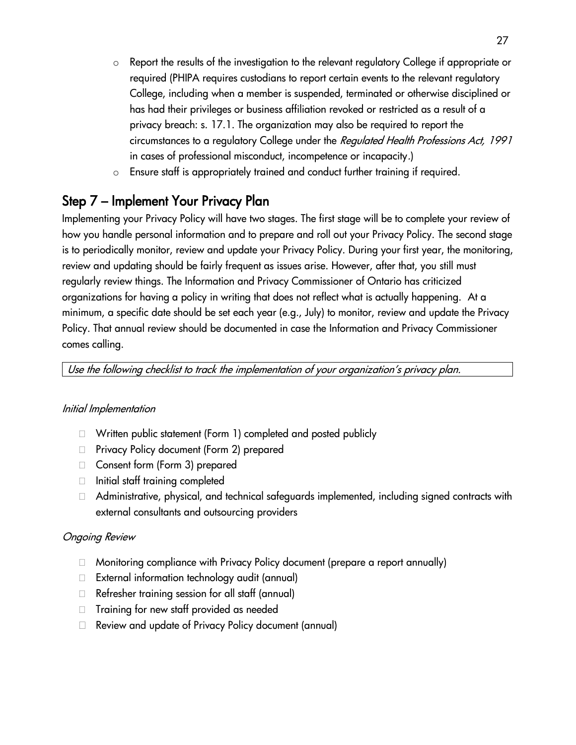- Report the results of the investigation to the relevant regulatory College if appropriate or required (PHIPA requires custodians to report certain events to the relevant regulatory College, including when a member is suspended, terminated or otherwise disciplined or has had their privileges or business affiliation revoked or restricted as a result of a privacy breach: s. 17.1. The organization may also be required to report the circumstances to a regulatory College under the *Regulated Health Professions Act, 1991* in cases of professional misconduct, incompetence or incapacity.)
- Ensure staff is appropriately trained and conduct further training if required.

## Step 7 – Implement Your Privacy Plan

Implementing your Privacy Policy will have two stages. The first stage will be to complete your review of how you handle personal information and to prepare and roll out your Privacy Policy. The second stage is to periodically monitor, review and update your Privacy Policy. During your first year, the monitoring, review and updating should be fairly frequent as issues arise. However, after that, you still must regularly review things. The Information and Privacy Commissioner of Ontario has criticized organizations for having a policy in writing that does not reflect what is actually happening. At a minimum, a specific date should be set each year (e.g., July) to monitor, review and update the Privacy Policy. That annual review should be documented in case the Information and Privacy Commissioner comes calling.

*Use the following checklist to track the implementation of your organization's privacy plan.*

*Initial Implementation*

- ☐ Written public statement (Form 1) completed and posted publicly
- ☐ Privacy Policy document (Form 2) prepared
- ☐ Consent form (Form 3) prepared
- ☐ Initial staff training completed
- ☐ Administrative, physical, and technical safeguards implemented, including signed contracts with external consultants and outsourcing providers

*Ongoing Review*

- ☐ Monitoring compliance with Privacy Policy document (prepare a report annually)
- ☐ External information technology audit (annual)
- ☐ Refresher training session for all staff (annual)
- ☐ Training for new staff provided as needed
- ☐ Review and update of Privacy Policy document (annual)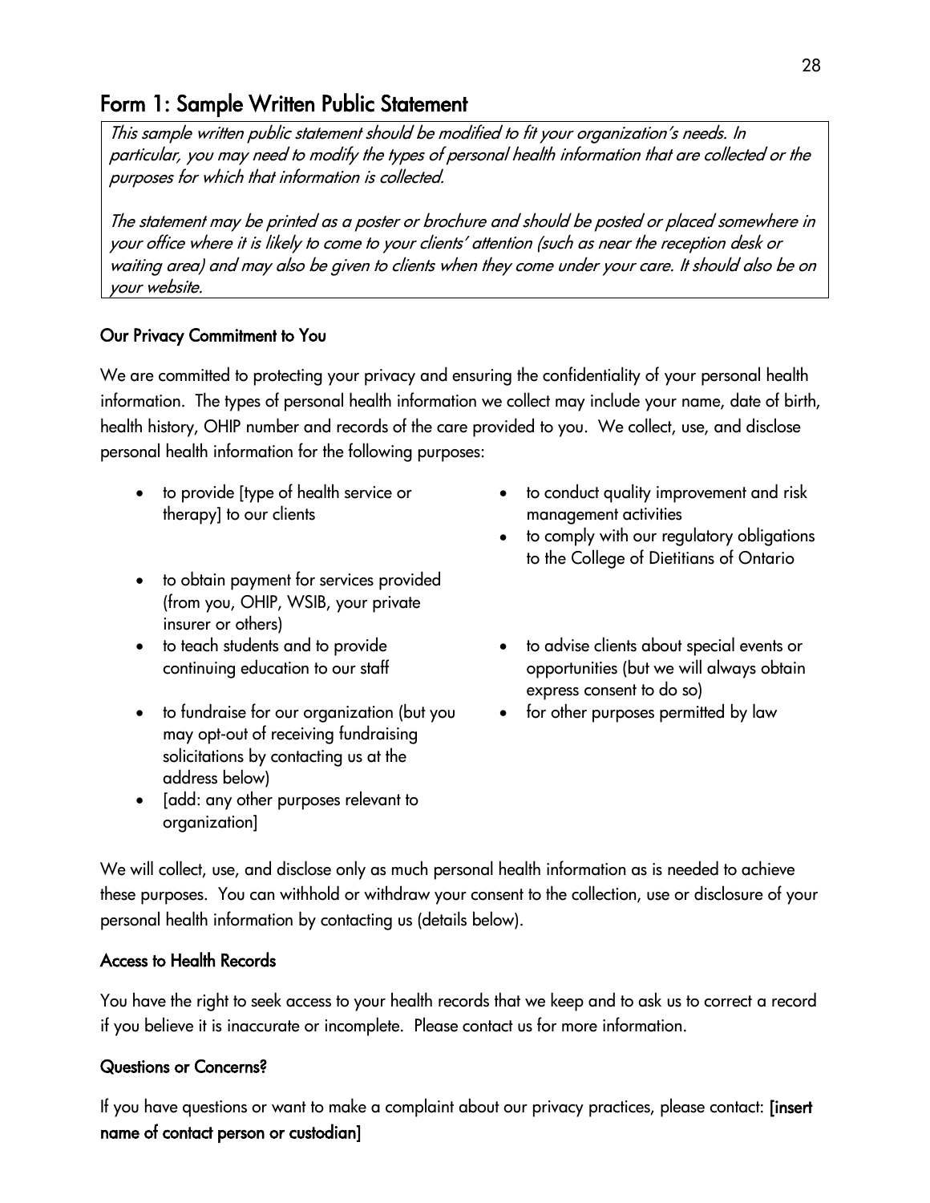## Form 1: Sample Written Public Statement

*This sample written public statement should be modified to fit your organization's needs. In particular, you may need to modify the types of personal health information that are collected or the purposes for which that information is collected.*

*The statement may be printed as a poster or brochure and should be posted or placed somewhere in your office where it is likely to come to your clients' attention (such as near the reception desk or waiting area) and may also be given to clients when they come under your care. It should also be on your website.*

### Our Privacy Commitment to You

We are committed to protecting your privacy and ensuring the confidentiality of your personal health information. The types of personal health information we collect may include your name, date of birth, health history, OHIP number and records of the care provided to you. We collect, use, and disclose personal health information for the following purposes:

- to provide [type of health service or therapy] to our clients
- to obtain payment for services provided (from you, OHIP, WSIB, your private insurer or others)
- to teach students and to provide continuing education to our staff
- to fundraise for our organization (but you may opt-out of receiving fundraising solicitations by contacting us at the address below)
- [add: any other purposes relevant to organization]
- to conduct quality improvement and risk management activities
- to comply with our regulatory obligations to the College of Dietitians of Ontario
- to advise clients about special events or opportunities (but we will always obtain express consent to do so)
- for other purposes permitted by law

We will collect, use, and disclose only as much personal health information as is needed to achieve these purposes. You can withhold or withdraw your consent to the collection, use or disclosure of your personal health information by contacting us (details below).

### Access to Health Records

You have the right to seek access to your health records that we keep and to ask us to correct a record if you believe it is inaccurate or incomplete. Please contact us for more information.

### Questions or Concerns?

If you have questions or want to make a complaint about our privacy practices, please contact: **[insert name of contact person or custodian]**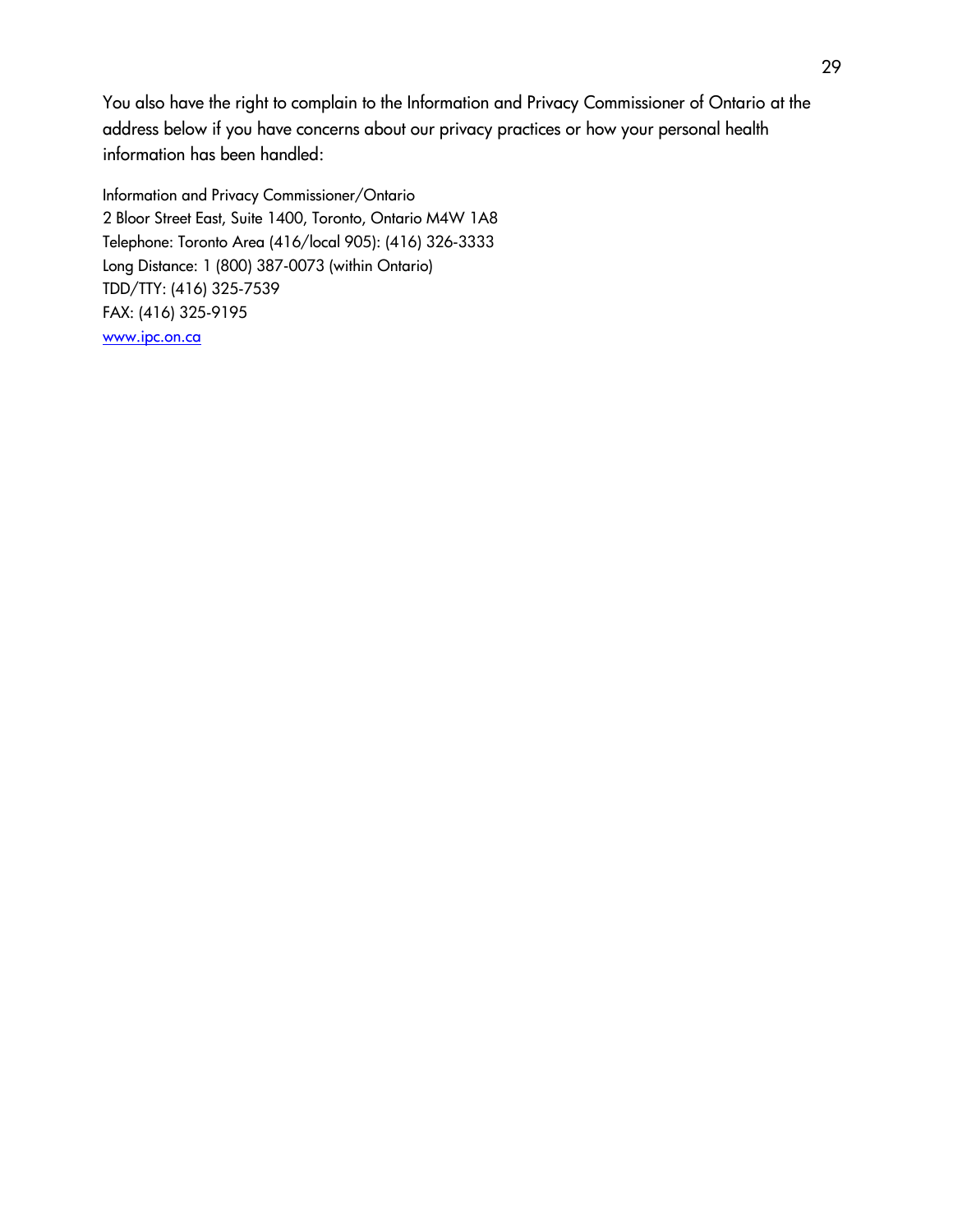You also have the right to complain to the Information and Privacy Commissioner of Ontario at the address below if you have concerns about our privacy practices or how your personal health information has been handled:

Information and Privacy Commissioner/Ontario
2 Bloor Street East, Suite 1400, Toronto, Ontario M4W 1A8
Telephone: Toronto Area (416/local 905): (416) 326-3333
Long Distance: 1 (800) 387-0073 (within Ontario)
TDD/TTY: (416) 325-7539
FAX: (416) 325-9195
www.ipc.on.ca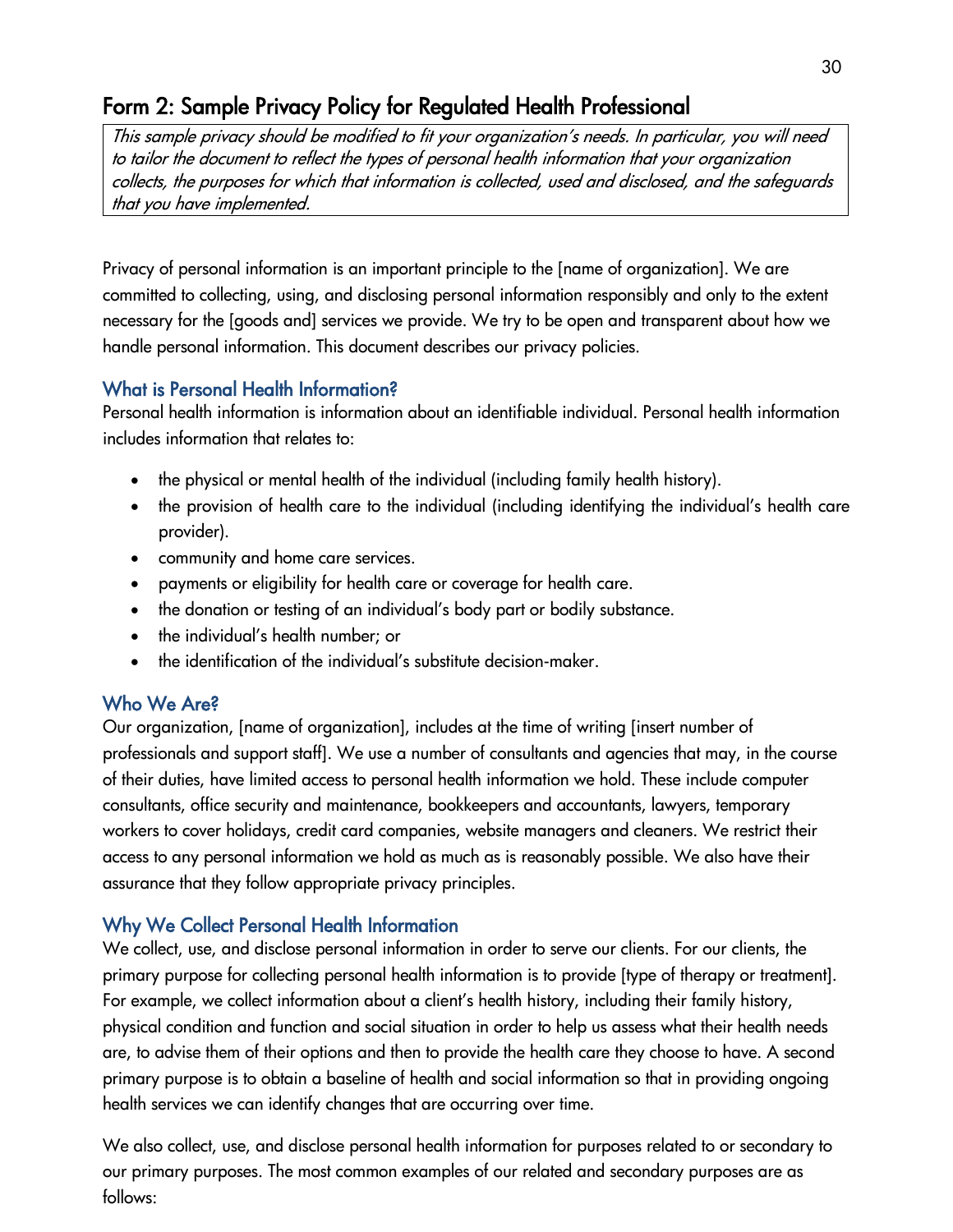# Form 2: Sample Privacy Policy for Regulated Health Professional

*This sample privacy should be modified to fit your organization's needs. In particular, you will need to tailor the document to reflect the types of personal health information that your organization collects, the purposes for which that information is collected, used and disclosed, and the safeguards that you have implemented.*

Privacy of personal information is an important principle to the [name of organization]. We are committed to collecting, using, and disclosing personal information responsibly and only to the extent necessary for the [goods and] services we provide. We try to be open and transparent about how we handle personal information. This document describes our privacy policies.

## What is Personal Health Information?

Personal health information is information about an identifiable individual. Personal health information includes information that relates to:

- the physical or mental health of the individual (including family health history).
- the provision of health care to the individual (including identifying the individual's health care provider).
- community and home care services.
- payments or eligibility for health care or coverage for health care.
- the donation or testing of an individual's body part or bodily substance.
- the individual's health number; or
- the identification of the individual's substitute decision-maker.

## Who We Are?

Our organization, [name of organization], includes at the time of writing [insert number of professionals and support staff]. We use a number of consultants and agencies that may, in the course of their duties, have limited access to personal health information we hold. These include computer consultants, office security and maintenance, bookkeepers and accountants, lawyers, temporary workers to cover holidays, credit card companies, website managers and cleaners. We restrict their access to any personal information we hold as much as is reasonably possible. We also have their assurance that they follow appropriate privacy principles.

## Why We Collect Personal Health Information

We collect, use, and disclose personal information in order to serve our clients. For our clients, the primary purpose for collecting personal health information is to provide [type of therapy or treatment]. For example, we collect information about a client's health history, including their family history, physical condition and function and social situation in order to help us assess what their health needs are, to advise them of their options and then to provide the health care they choose to have. A second primary purpose is to obtain a baseline of health and social information so that in providing ongoing health services we can identify changes that are occurring over time.

We also collect, use, and disclose personal health information for purposes related to or secondary to our primary purposes. The most common examples of our related and secondary purposes are as follows: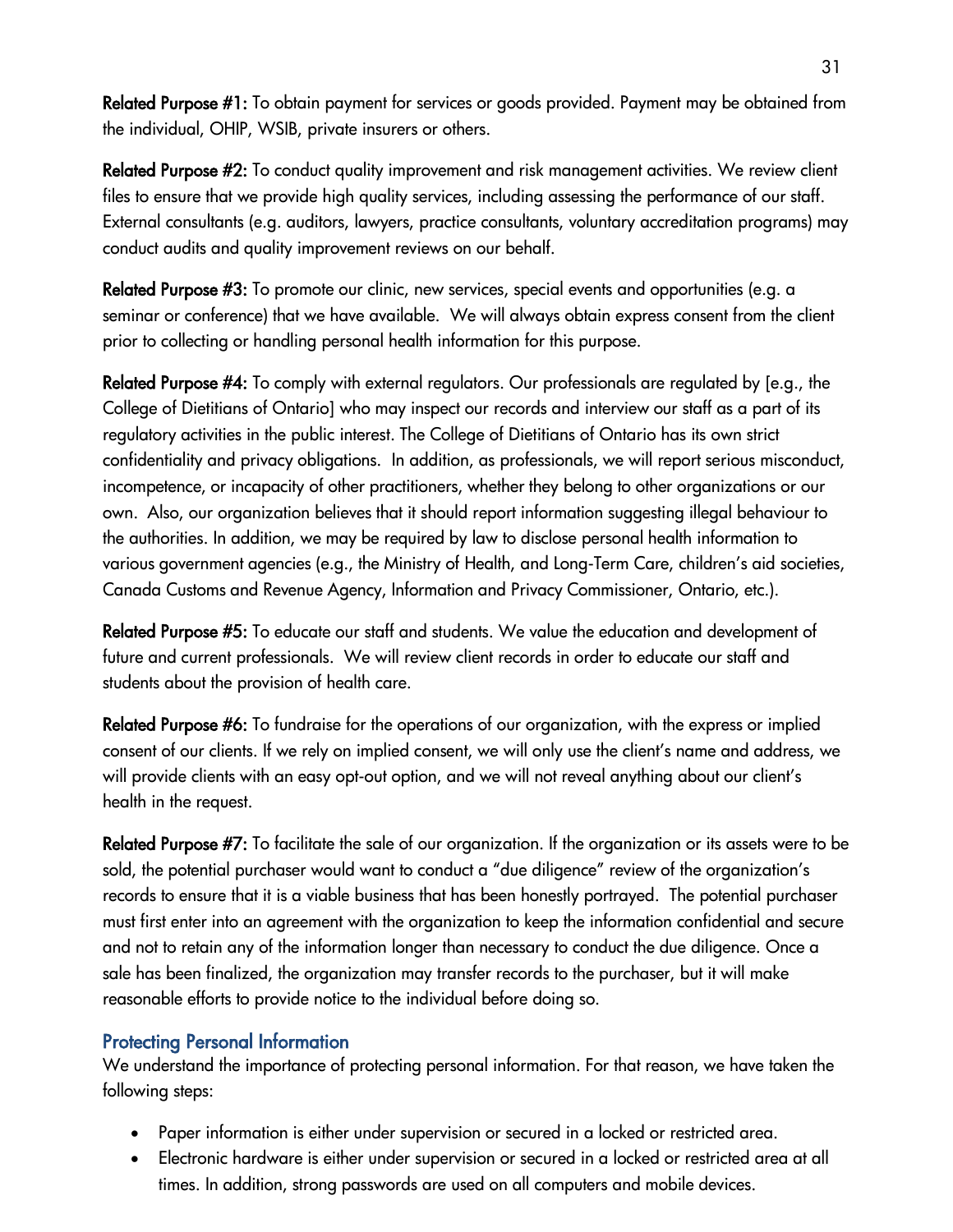**Related Purpose #1:** To obtain payment for services or goods provided. Payment may be obtained from the individual, OHIP, WSIB, private insurers or others.

**Related Purpose #2:** To conduct quality improvement and risk management activities. We review client files to ensure that we provide high quality services, including assessing the performance of our staff. External consultants (e.g. auditors, lawyers, practice consultants, voluntary accreditation programs) may conduct audits and quality improvement reviews on our behalf.

**Related Purpose #3:** To promote our clinic, new services, special events and opportunities (e.g. a seminar or conference) that we have available. We will always obtain express consent from the client prior to collecting or handling personal health information for this purpose.

**Related Purpose #4:** To comply with external regulators. Our professionals are regulated by [e.g., the College of Dietitians of Ontario] who may inspect our records and interview our staff as a part of its regulatory activities in the public interest. The College of Dietitians of Ontario has its own strict confidentiality and privacy obligations. In addition, as professionals, we will report serious misconduct, incompetence, or incapacity of other practitioners, whether they belong to other organizations or our own. Also, our organization believes that it should report information suggesting illegal behaviour to the authorities. In addition, we may be required by law to disclose personal health information to various government agencies (e.g., the Ministry of Health, and Long-Term Care, children's aid societies, Canada Customs and Revenue Agency, Information and Privacy Commissioner, Ontario, etc.).

**Related Purpose #5:** To educate our staff and students. We value the education and development of future and current professionals. We will review client records in order to educate our staff and students about the provision of health care.

**Related Purpose #6:** To fundraise for the operations of our organization, with the express or implied consent of our clients. If we rely on implied consent, we will only use the client's name and address, we will provide clients with an easy opt-out option, and we will not reveal anything about our client's health in the request.

**Related Purpose #7:** To facilitate the sale of our organization. If the organization or its assets were to be sold, the potential purchaser would want to conduct a "due diligence" review of the organization's records to ensure that it is a viable business that has been honestly portrayed. The potential purchaser must first enter into an agreement with the organization to keep the information confidential and secure and not to retain any of the information longer than necessary to conduct the due diligence. Once a sale has been finalized, the organization may transfer records to the purchaser, but it will make reasonable efforts to provide notice to the individual before doing so.

## Protecting Personal Information

We understand the importance of protecting personal information. For that reason, we have taken the following steps:

- Paper information is either under supervision or secured in a locked or restricted area.
- Electronic hardware is either under supervision or secured in a locked or restricted area at all times. In addition, strong passwords are used on all computers and mobile devices.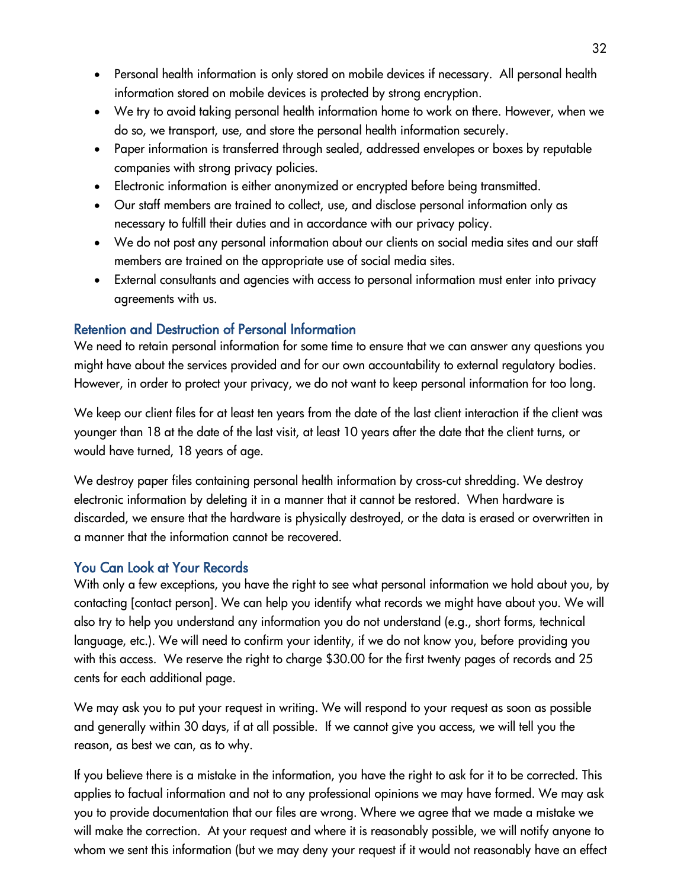- Personal health information is only stored on mobile devices if necessary. All personal health information stored on mobile devices is protected by strong encryption.
- We try to avoid taking personal health information home to work on there. However, when we do so, we transport, use, and store the personal health information securely.
- Paper information is transferred through sealed, addressed envelopes or boxes by reputable companies with strong privacy policies.
- Electronic information is either anonymized or encrypted before being transmitted.
- Our staff members are trained to collect, use, and disclose personal information only as necessary to fulfill their duties and in accordance with our privacy policy.
- We do not post any personal information about our clients on social media sites and our staff members are trained on the appropriate use of social media sites.
- External consultants and agencies with access to personal information must enter into privacy agreements with us.

## Retention and Destruction of Personal Information

We need to retain personal information for some time to ensure that we can answer any questions you might have about the services provided and for our own accountability to external regulatory bodies. However, in order to protect your privacy, we do not want to keep personal information for too long.

We keep our client files for at least ten years from the date of the last client interaction if the client was younger than 18 at the date of the last visit, at least 10 years after the date that the client turns, or would have turned, 18 years of age.

We destroy paper files containing personal health information by cross-cut shredding. We destroy electronic information by deleting it in a manner that it cannot be restored. When hardware is discarded, we ensure that the hardware is physically destroyed, or the data is erased or overwritten in a manner that the information cannot be recovered.

## You Can Look at Your Records

With only a few exceptions, you have the right to see what personal information we hold about you, by contacting [contact person]. We can help you identify what records we might have about you. We will also try to help you understand any information you do not understand (e.g., short forms, technical language, etc.). We will need to confirm your identity, if we do not know you, before providing you with this access. We reserve the right to charge $30.00 for the first twenty pages of records and 25 cents for each additional page.

We may ask you to put your request in writing. We will respond to your request as soon as possible and generally within 30 days, if at all possible. If we cannot give you access, we will tell you the reason, as best we can, as to why.

If you believe there is a mistake in the information, you have the right to ask for it to be corrected. This applies to factual information and not to any professional opinions we may have formed. We may ask you to provide documentation that our files are wrong. Where we agree that we made a mistake we will make the correction. At your request and where it is reasonably possible, we will notify anyone to whom we sent this information (but we may deny your request if it would not reasonably have an effect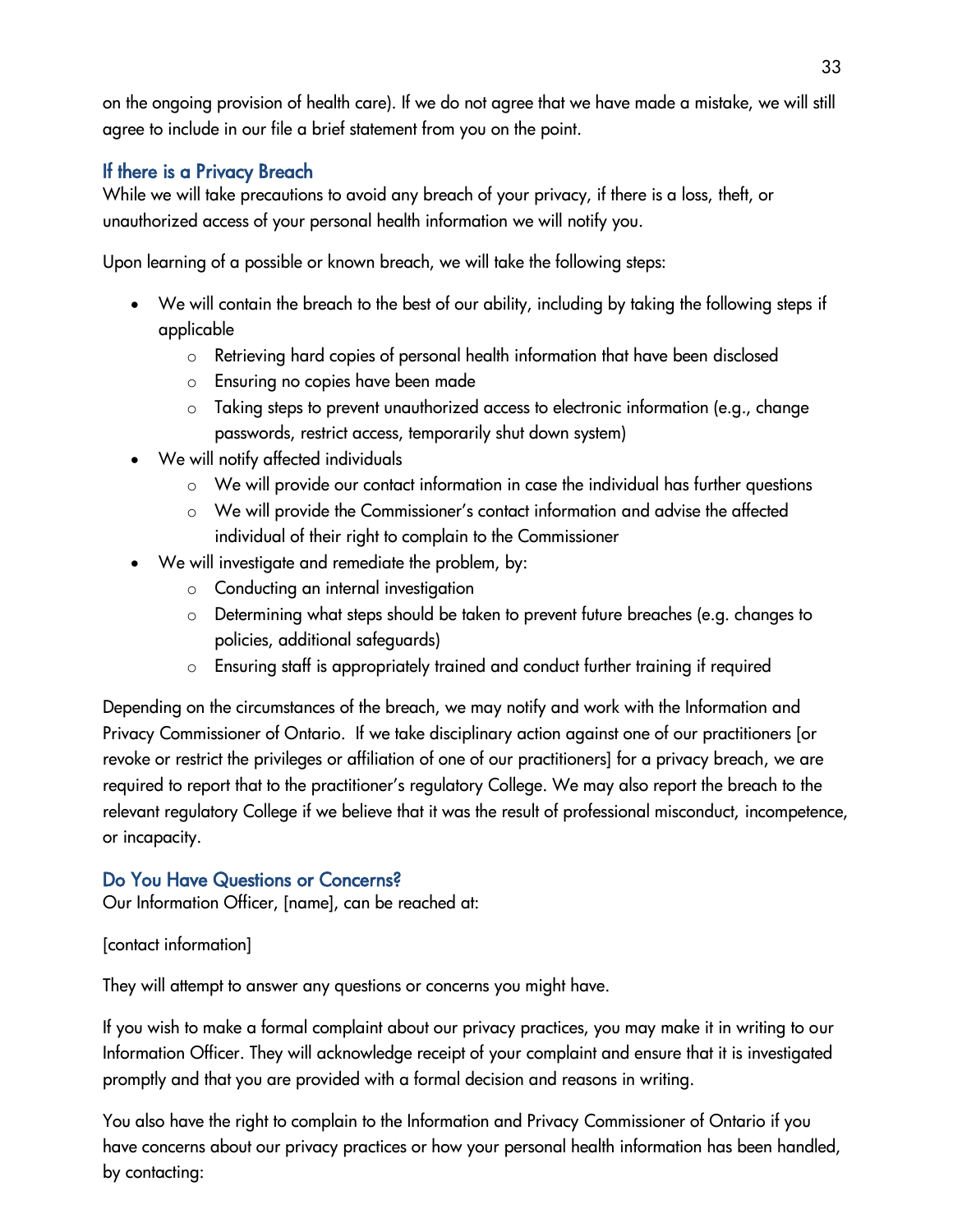on the ongoing provision of health care). If we do not agree that we have made a mistake, we will still agree to include in our file a brief statement from you on the point.

## If there is a Privacy Breach

While we will take precautions to avoid any breach of your privacy, if there is a loss, theft, or unauthorized access of your personal health information we will notify you.

Upon learning of a possible or known breach, we will take the following steps:

- We will contain the breach to the best of our ability, including by taking the following steps if applicable
  - Retrieving hard copies of personal health information that have been disclosed
  - Ensuring no copies have been made
  - Taking steps to prevent unauthorized access to electronic information (e.g., change passwords, restrict access, temporarily shut down system)
- We will notify affected individuals
  - We will provide our contact information in case the individual has further questions
  - We will provide the Commissioner's contact information and advise the affected individual of their right to complain to the Commissioner
- We will investigate and remediate the problem, by:
  - Conducting an internal investigation
  - Determining what steps should be taken to prevent future breaches (e.g. changes to policies, additional safeguards)
  - Ensuring staff is appropriately trained and conduct further training if required

Depending on the circumstances of the breach, we may notify and work with the Information and Privacy Commissioner of Ontario. If we take disciplinary action against one of our practitioners [or revoke or restrict the privileges or affiliation of one of our practitioners] for a privacy breach, we are required to report that to the practitioner's regulatory College. We may also report the breach to the relevant regulatory College if we believe that it was the result of professional misconduct, incompetence, or incapacity.

## Do You Have Questions or Concerns?

Our Information Officer, [name], can be reached at:

[contact information]

They will attempt to answer any questions or concerns you might have.

If you wish to make a formal complaint about our privacy practices, you may make it in writing to our Information Officer. They will acknowledge receipt of your complaint and ensure that it is investigated promptly and that you are provided with a formal decision and reasons in writing.

You also have the right to complain to the Information and Privacy Commissioner of Ontario if you have concerns about our privacy practices or how your personal health information has been handled, by contacting: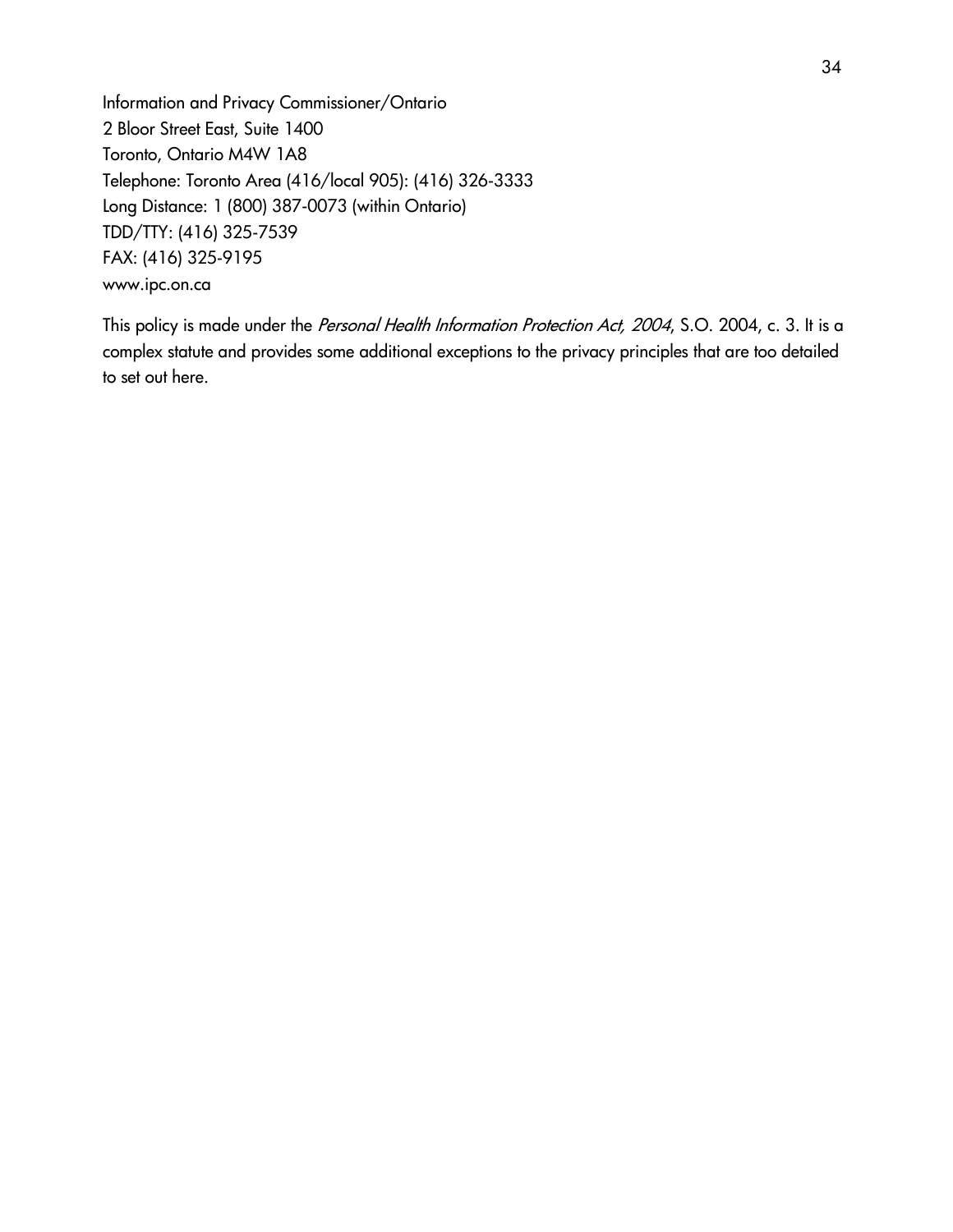Information and Privacy Commissioner/Ontario
2 Bloor Street East, Suite 1400
Toronto, Ontario M4W 1A8
Telephone: Toronto Area (416/local 905): (416) 326-3333
Long Distance: 1 (800) 387-0073 (within Ontario)
TDD/TTY: (416) 325-7539
FAX: (416) 325-9195
www.ipc.on.ca

This policy is made under the *Personal Health Information Protection Act, 2004*, S.O. 2004, c. 3. It is a complex statute and provides some additional exceptions to the privacy principles that are too detailed to set out here.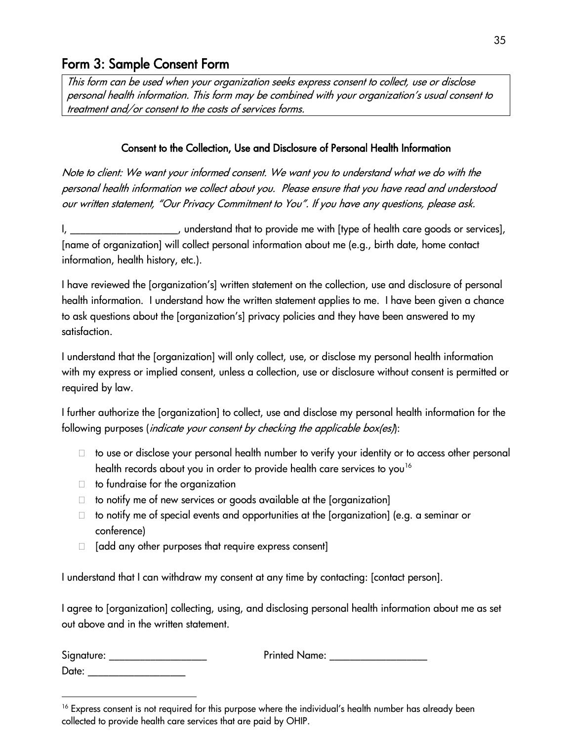## Form 3: Sample Consent Form

*This form can be used when your organization seeks express consent to collect, use or disclose personal health information. This form may be combined with your organization's usual consent to treatment and/or consent to the costs of services forms.*

### Consent to the Collection, Use and Disclosure of Personal Health Information

*Note to client: We want your informed consent. We want you to understand what we do with the personal health information we collect about you. Please ensure that you have read and understood our written statement, "Our Privacy Commitment to You". If you have any questions, please ask.*

I, ____________________, understand that to provide me with [type of health care goods or services], [name of organization] will collect personal information about me (e.g., birth date, home contact information, health history, etc.).

I have reviewed the [organization's] written statement on the collection, use and disclosure of personal health information. I understand how the written statement applies to me. I have been given a chance to ask questions about the [organization's] privacy policies and they have been answered to my satisfaction.

I understand that the [organization] will only collect, use, or disclose my personal health information with my express or implied consent, unless a collection, use or disclosure without consent is permitted or required by law.

I further authorize the [organization] to collect, use and disclose my personal health information for the following purposes (*indicate your consent by checking the applicable box(es)*):

- ☐ to use or disclose your personal health number to verify your identity or to access other personal health records about you in order to provide health care services to you[16]
- ☐ to fundraise for the organization
- ☐ to notify me of new services or goods available at the [organization]
- ☐ to notify me of special events and opportunities at the [organization] (e.g. a seminar or conference)
- ☐ [add any other purposes that require express consent]

I understand that I can withdraw my consent at any time by contacting: [contact person].

I agree to [organization] collecting, using, and disclosing personal health information about me as set out above and in the written statement.

Signature: __________________ Printed Name: __________________

Date: __________________

[16] Express consent is not required for this purpose where the individual's health number has already been collected to provide health care services that are paid by OHIP.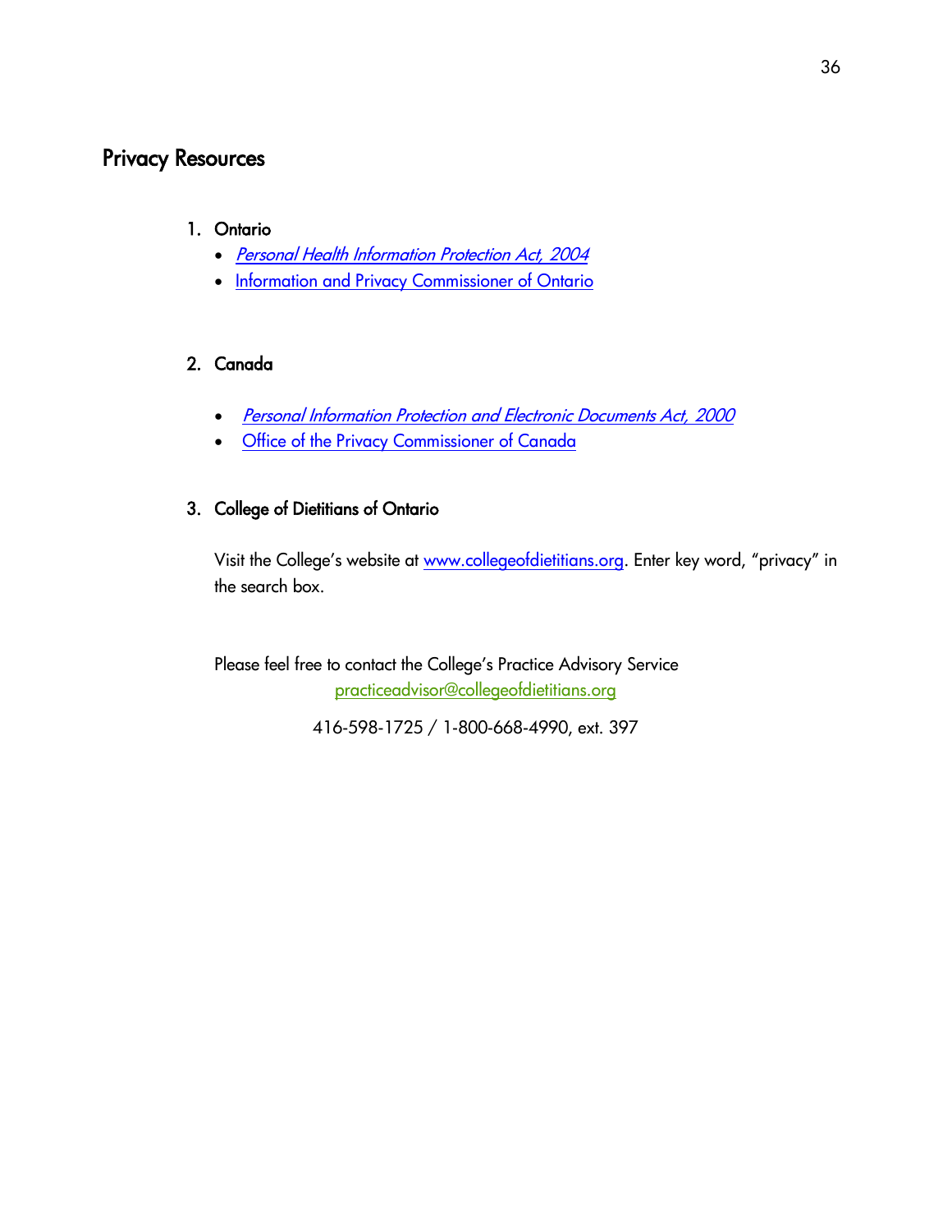# Privacy Resources

1. Ontario
   - *Personal Health Information Protection Act, 2004*
   - Information and Privacy Commissioner of Ontario

2. Canada
   - *Personal Information Protection and Electronic Documents Act, 2000*
   - Office of the Privacy Commissioner of Canada

3. College of Dietitians of Ontario

   Visit the College's website at www.collegeofdietitians.org. Enter key word, "privacy" in the search box.

   Please feel free to contact the College's Practice Advisory Service
   practiceadvisor@collegeofdietitians.org

   416-598-1725 / 1-800-668-4990, ext. 397